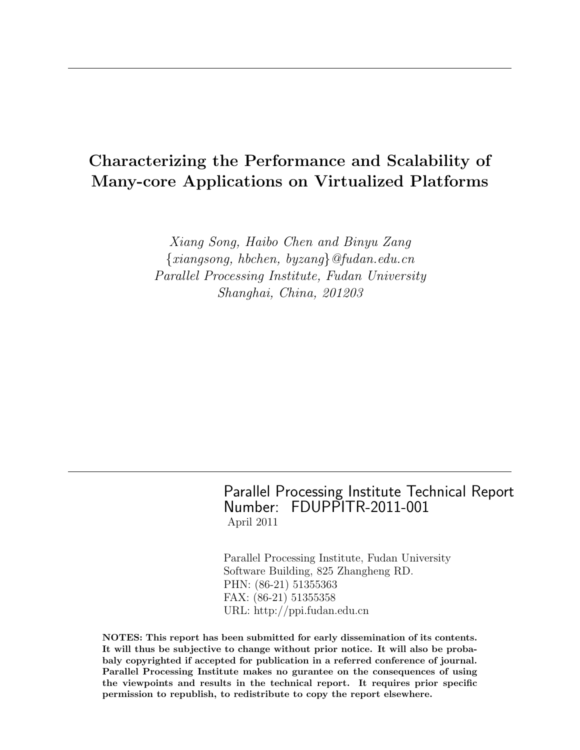# Characterizing the Performance and Scalability of Many-core Applications on Virtualized Platforms

*Xiang Song, Haibo Chen and Binyu Zang*
{*xiangsong, hbchen, byzang*}*@fudan.edu.cn*
*Parallel Processing Institute, Fudan University*
*Shanghai, China, 201203*

Parallel Processing Institute Technical Report
Number: FDUPPITR-2011-001
April 2011

Parallel Processing Institute, Fudan University
Software Building, 825 Zhangheng RD.
PHN: (86-21) 51355363
FAX: (86-21) 51355358
URL: http://ppi.fudan.edu.cn

**NOTES: This report has been submitted for early dissemination of its contents. It will thus be subjective to change without prior notice. It will also be probabaly copyrighted if accepted for publication in a referred conference of journal. Parallel Processing Institute makes no gurantee on the consequences of using the viewpoints and results in the technical report. It requires prior specific permission to republish, to redistribute to copy the report elsewhere.**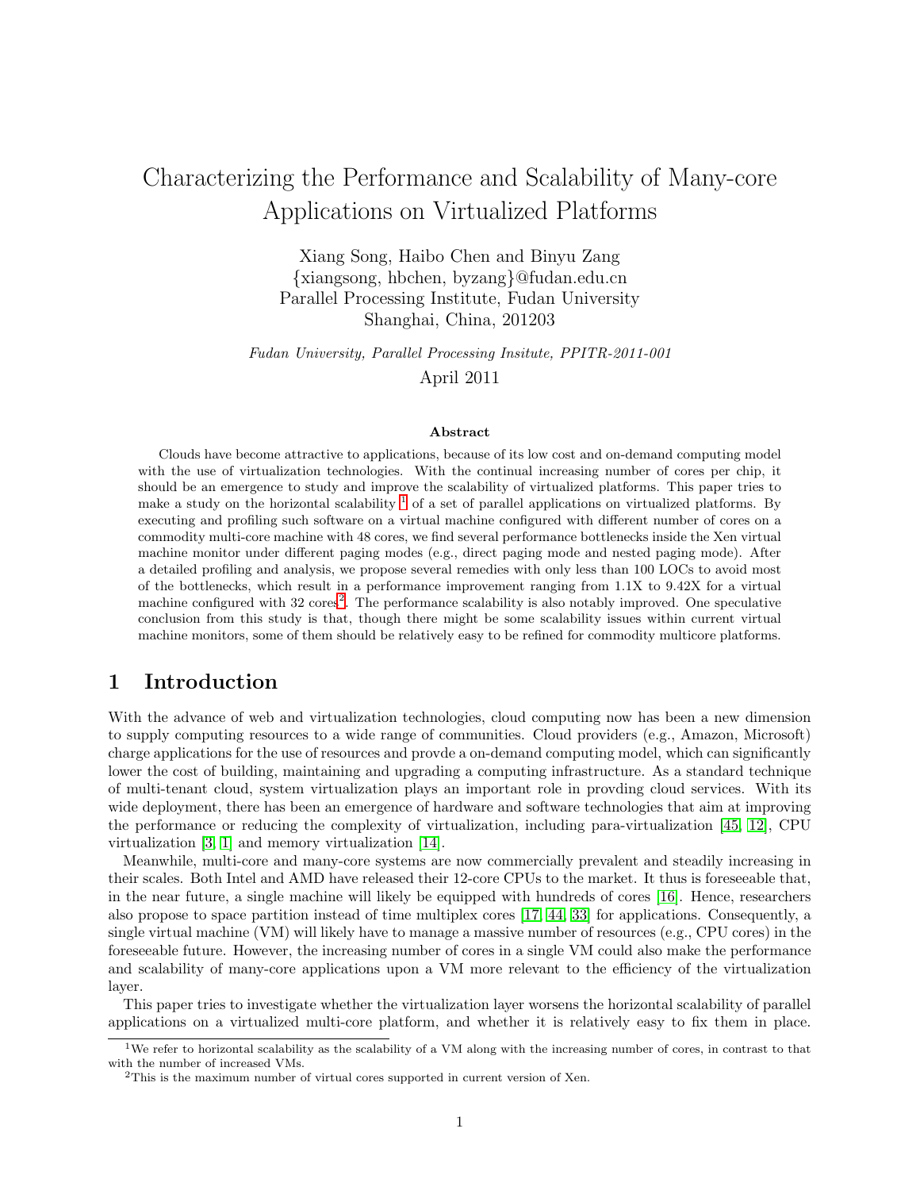# Characterizing the Performance and Scalability of Many-core Applications on Virtualized Platforms

Xiang Song, Haibo Chen and Binyu Zang
{xiangsong, hbchen, byzang}@fudan.edu.cn
Parallel Processing Institute, Fudan University
Shanghai, China, 201203

*Fudan University, Parallel Processing Insitute, PPITR-2011-001*

April 2011

### Abstract

Clouds have become attractive to applications, because of its low cost and on-demand computing model with the use of virtualization technologies. With the continual increasing number of cores per chip, it should be an emergence to study and improve the scalability of virtualized platforms. This paper tries to make a study on the horizontal scalability [1] of a set of parallel applications on virtualized platforms. By executing and profiling such software on a virtual machine configured with different number of cores on a commodity multi-core machine with 48 cores, we find several performance bottlenecks inside the Xen virtual machine monitor under different paging modes (e.g., direct paging mode and nested paging mode). After a detailed profiling and analysis, we propose several remedies with only less than 100 LOCs to avoid most of the bottlenecks, which result in a performance improvement ranging from 1.1X to 9.42X for a virtual machine configured with 32 cores[2]. The performance scalability is also notably improved. One speculative conclusion from this study is that, though there might be some scalability issues within current virtual machine monitors, some of them should be relatively easy to be refined for commodity multicore platforms.

## 1 Introduction

With the advance of web and virtualization technologies, cloud computing now has been a new dimension to supply computing resources to a wide range of communities. Cloud providers (e.g., Amazon, Microsoft) charge applications for the use of resources and provde a on-demand computing model, which can significantly lower the cost of building, maintaining and upgrading a computing infrastructure. As a standard technique of multi-tenant cloud, system virtualization plays an important role in provding cloud services. With its wide deployment, there has been an emergence of hardware and software technologies that aim at improving the performance or reducing the complexity of virtualization, including para-virtualization [45, 12], CPU virtualization [3, 1] and memory virtualization [14].

Meanwhile, multi-core and many-core systems are now commercially prevalent and steadily increasing in their scales. Both Intel and AMD have released their 12-core CPUs to the market. It thus is foreseeable that, in the near future, a single machine will likely be equipped with hundreds of cores [16]. Hence, researchers also propose to space partition instead of time multiplex cores [17, 44, 33] for applications. Consequently, a single virtual machine (VM) will likely have to manage a massive number of resources (e.g., CPU cores) in the foreseeable future. However, the increasing number of cores in a single VM could also make the performance and scalability of many-core applications upon a VM more relevant to the efficiency of the virtualization layer.

This paper tries to investigate whether the virtualization layer worsens the horizontal scalability of parallel applications on a virtualized multi-core platform, and whether it is relatively easy to fix them in place.

[1] We refer to horizontal scalability as the scalability of a VM along with the increasing number of cores, in contrast to that with the number of increased VMs.

[2] This is the maximum number of virtual cores supported in current version of Xen.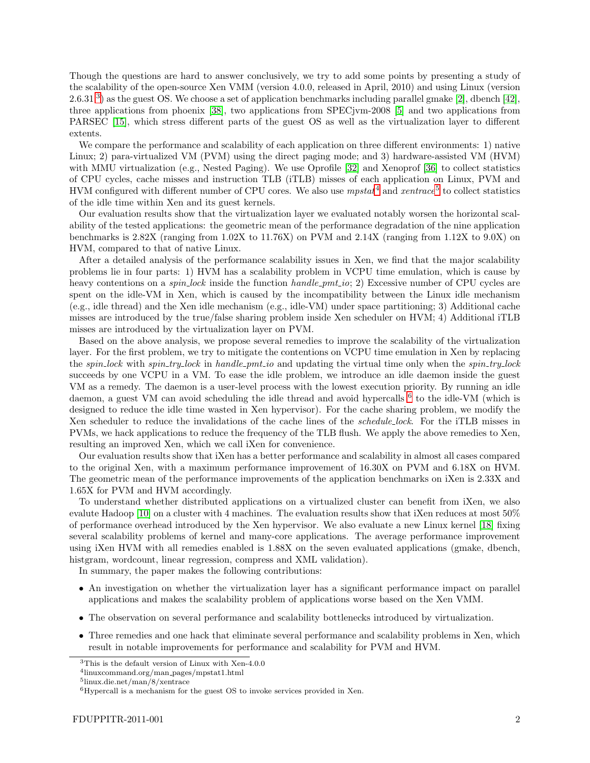Though the questions are hard to answer conclusively, we try to add some points by presenting a study of the scalability of the open-source Xen VMM (version 4.0.0, released in April, 2010) and using Linux (version 2.6.31 [3]) as the guest OS. We choose a set of application benchmarks including parallel gmake [2], dbench [42], three applications from phoenix [38], two applications from SPECjvm-2008 [5] and two applications from PARSEC [15], which stress different parts of the guest OS as well as the virtualization layer to different extents.

We compare the performance and scalability of each application on three different environments: 1) native Linux; 2) para-virtualized VM (PVM) using the direct paging mode; and 3) hardware-assisted VM (HVM) with MMU virtualization (e.g., Nested Paging). We use Oprofile [32] and Xenoprof [36] to collect statistics of CPU cycles, cache misses and instruction TLB (iTLB) misses of each application on Linux, PVM and HVM configured with different number of CPU cores. We also use *mpstat*[4] and *xentrace*[5] to collect statistics of the idle time within Xen and its guest kernels.

Our evaluation results show that the virtualization layer we evaluated notably worsen the horizontal scalability of the tested applications: the geometric mean of the performance degradation of the nine application benchmarks is 2.82X (ranging from 1.02X to 11.76X) on PVM and 2.14X (ranging from 1.12X to 9.0X) on HVM, compared to that of native Linux.

After a detailed analysis of the performance scalability issues in Xen, we find that the major scalability problems lie in four parts: 1) HVM has a scalability problem in VCPU time emulation, which is cause by heavy contentions on a *spin_lock* inside the function *handle_pmt_io*; 2) Excessive number of CPU cycles are spent on the idle-VM in Xen, which is caused by the incompatibility between the Linux idle mechanism (e.g., idle thread) and the Xen idle mechanism (e.g., idle-VM) under space partitioning; 3) Additional cache misses are introduced by the true/false sharing problem inside Xen scheduler on HVM; 4) Additional iTLB misses are introduced by the virtualization layer on PVM.

Based on the above analysis, we propose several remedies to improve the scalability of the virtualization layer. For the first problem, we try to mitigate the contentions on VCPU time emulation in Xen by replacing the *spin_lock* with *spin_try_lock* in *handle_pmt_io* and updating the virtual time only when the *spin_try_lock* succeeds by one VCPU in a VM. To ease the idle problem, we introduce an idle daemon inside the guest VM as a remedy. The daemon is a user-level process with the lowest execution priority. By running an idle daemon, a guest VM can avoid scheduling the idle thread and avoid hypercalls [6] to the idle-VM (which is designed to reduce the idle time wasted in Xen hypervisor). For the cache sharing problem, we modify the Xen scheduler to reduce the invalidations of the cache lines of the *schedule_lock*. For the iTLB misses in PVMs, we hack applications to reduce the frequency of the TLB flush. We apply the above remedies to Xen, resulting an improved Xen, which we call iXen for convenience.

Our evaluation results show that iXen has a better performance and scalability in almost all cases compared to the original Xen, with a maximum performance improvement of 16.30X on PVM and 6.18X on HVM. The geometric mean of the performance improvements of the application benchmarks on iXen is 2.33X and 1.65X for PVM and HVM accordingly.

To understand whether distributed applications on a virtualized cluster can benefit from iXen, we also evalute Hadoop [10] on a cluster with 4 machines. The evaluation results show that iXen reduces at most 50% of performance overhead introduced by the Xen hypervisor. We also evaluate a new Linux kernel [18] fixing several scalability problems of kernel and many-core applications. The average performance improvement using iXen HVM with all remedies enabled is 1.88X on the seven evaluated applications (gmake, dbench, histgram, wordcount, linear regression, compress and XML validation).

In summary, the paper makes the following contributions:

- An investigation on whether the virtualization layer has a significant performance impact on parallel applications and makes the scalability problem of applications worse based on the Xen VMM.
- The observation on several performance and scalability bottlenecks introduced by virtualization.
- Three remedies and one hack that eliminate several performance and scalability problems in Xen, which result in notable improvements for performance and scalability for PVM and HVM.

[3] This is the default version of Linux with Xen-4.0.0

[4] linuxcommand.org/man_pages/mpstat1.html

[5] linux.die.net/man/8/xentrace

[6] Hypercall is a mechanism for the guest OS to invoke services provided in Xen.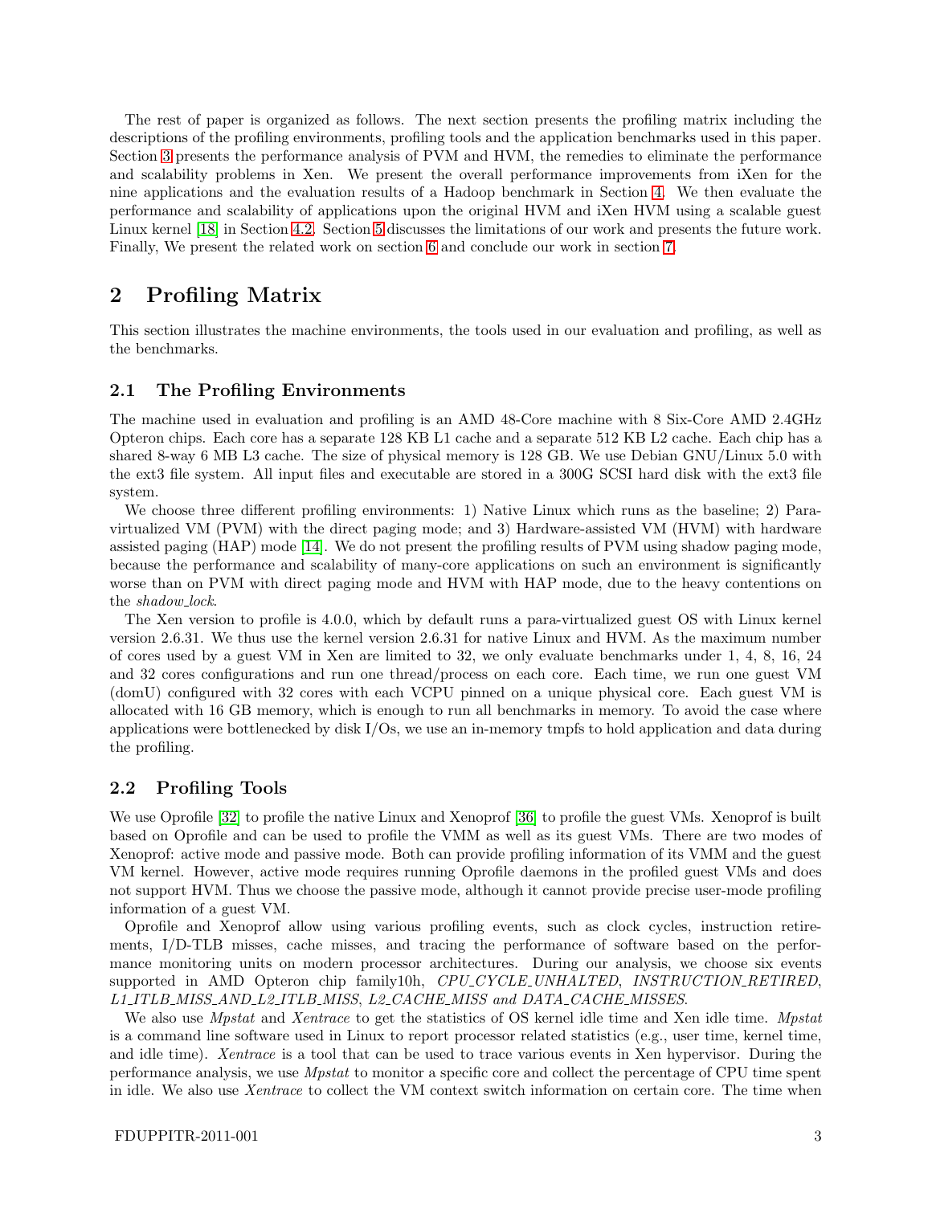The rest of paper is organized as follows. The next section presents the profiling matrix including the descriptions of the profiling environments, profiling tools and the application benchmarks used in this paper. Section 3 presents the performance analysis of PVM and HVM, the remedies to eliminate the performance and scalability problems in Xen. We present the overall performance improvements from iXen for the nine applications and the evaluation results of a Hadoop benchmark in Section 4. We then evaluate the performance and scalability of applications upon the original HVM and iXen HVM using a scalable guest Linux kernel [18] in Section 4.2. Section 5 discusses the limitations of our work and presents the future work. Finally, We present the related work on section 6 and conclude our work in section 7.

## 2 Profiling Matrix

This section illustrates the machine environments, the tools used in our evaluation and profiling, as well as the benchmarks.

### 2.1 The Profiling Environments

The machine used in evaluation and profiling is an AMD 48-Core machine with 8 Six-Core AMD 2.4GHz Opteron chips. Each core has a separate 128 KB L1 cache and a separate 512 KB L2 cache. Each chip has a shared 8-way 6 MB L3 cache. The size of physical memory is 128 GB. We use Debian GNU/Linux 5.0 with the ext3 file system. All input files and executable are stored in a 300G SCSI hard disk with the ext3 file system.

We choose three different profiling environments: 1) Native Linux which runs as the baseline; 2) Para-virtualized VM (PVM) with the direct paging mode; and 3) Hardware-assisted VM (HVM) with hardware assisted paging (HAP) mode [14]. We do not present the profiling results of PVM using shadow paging mode, because the performance and scalability of many-core applications on such an environment is significantly worse than on PVM with direct paging mode and HVM with HAP mode, due to the heavy contentions on the *shadow_lock*.

The Xen version to profile is 4.0.0, which by default runs a para-virtualized guest OS with Linux kernel version 2.6.31. We thus use the kernel version 2.6.31 for native Linux and HVM. As the maximum number of cores used by a guest VM in Xen are limited to 32, we only evaluate benchmarks under 1, 4, 8, 16, 24 and 32 cores configurations and run one thread/process on each core. Each time, we run one guest VM (domU) configured with 32 cores with each VCPU pinned on a unique physical core. Each guest VM is allocated with 16 GB memory, which is enough to run all benchmarks in memory. To avoid the case where applications were bottlenecked by disk I/Os, we use an in-memory tmpfs to hold application and data during the profiling.

### 2.2 Profiling Tools

We use Oprofile [32] to profile the native Linux and Xenoprof [36] to profile the guest VMs. Xenoprof is built based on Oprofile and can be used to profile the VMM as well as its guest VMs. There are two modes of Xenoprof: active mode and passive mode. Both can provide profiling information of its VMM and the guest VM kernel. However, active mode requires running Oprofile daemons in the profiled guest VMs and does not support HVM. Thus we choose the passive mode, although it cannot provide precise user-mode profiling information of a guest VM.

Oprofile and Xenoprof allow using various profiling events, such as clock cycles, instruction retirements, I/D-TLB misses, cache misses, and tracing the performance of software based on the performance monitoring units on modern processor architectures. During our analysis, we choose six events supported in AMD Opteron chip family10h, *CPU_CYCLE_UNHALTED*, *INSTRUCTION_RETIRED*, *L1_ITLB_MISS_AND_L2_ITLB_MISS*, *L2_CACHE_MISS and DATA_CACHE_MISSES*.

We also use *Mpstat* and *Xentrace* to get the statistics of OS kernel idle time and Xen idle time. *Mpstat* is a command line software used in Linux to report processor related statistics (e.g., user time, kernel time, and idle time). *Xentrace* is a tool that can be used to trace various events in Xen hypervisor. During the performance analysis, we use *Mpstat* to monitor a specific core and collect the percentage of CPU time spent in idle. We also use *Xentrace* to collect the VM context switch information on certain core. The time when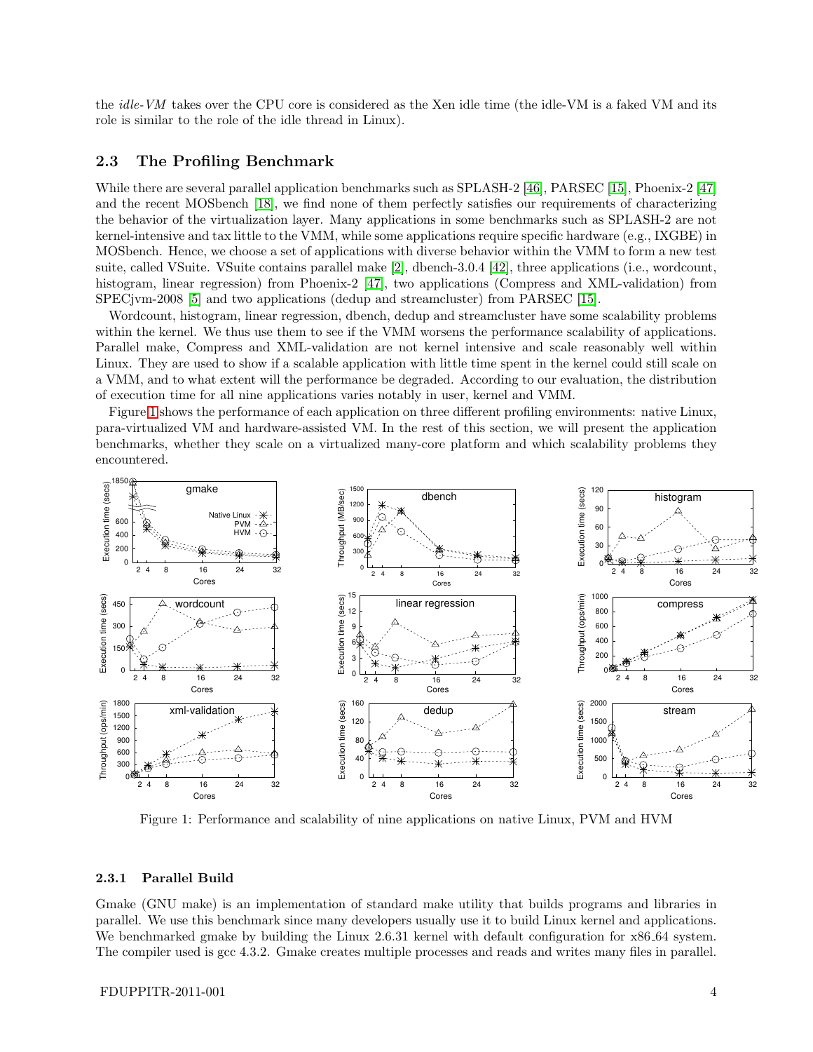the *idle-VM* takes over the CPU core is considered as the Xen idle time (the idle-VM is a faked VM and its role is similar to the role of the idle thread in Linux).

## 2.3 The Profiling Benchmark

While there are several parallel application benchmarks such as SPLASH-2 [46], PARSEC [15], Phoenix-2 [47] and the recent MOSbench [18], we find none of them perfectly satisfies our requirements of characterizing the behavior of the virtualization layer. Many applications in some benchmarks such as SPLASH-2 are not kernel-intensive and tax little to the VMM, while some applications require specific hardware (e.g., IXGBE) in MOSbench. Hence, we choose a set of applications with diverse behavior within the VMM to form a new test suite, called VSuite. VSuite contains parallel make [2], dbench-3.0.4 [42], three applications (i.e., wordcount, histogram, linear regression) from Phoenix-2 [47], two applications (Compress and XML-validation) from SPECjvm-2008 [5] and two applications (dedup and streamcluster) from PARSEC [15].

Wordcount, histogram, linear regression, dbench, dedup and streamcluster have some scalability problems within the kernel. We thus use them to see if the VMM worsens the performance scalability of applications. Parallel make, Compress and XML-validation are not kernel intensive and scale reasonably well within Linux. They are used to show if a scalable application with little time spent in the kernel could still scale on a VMM, and to what extent will the performance be degraded. According to our evaluation, the distribution of execution time for all nine applications varies notably in user, kernel and VMM.

Figure 1 shows the performance of each application on three different profiling environments: native Linux, para-virtualized VM and hardware-assisted VM. In the rest of this section, we will present the application benchmarks, whether they scale on a virtualized many-core platform and which scalability problems they encountered.

Figure 1: Performance and scalability of nine applications on native Linux, PVM and HVM

### 2.3.1 Parallel Build

Gmake (GNU make) is an implementation of standard make utility that builds programs and libraries in parallel. We use this benchmark since many developers usually use it to build Linux kernel and applications. We benchmarked gmake by building the Linux 2.6.31 kernel with default configuration for x86_64 system. The compiler used is gcc 4.3.2. Gmake creates multiple processes and reads and writes many files in parallel.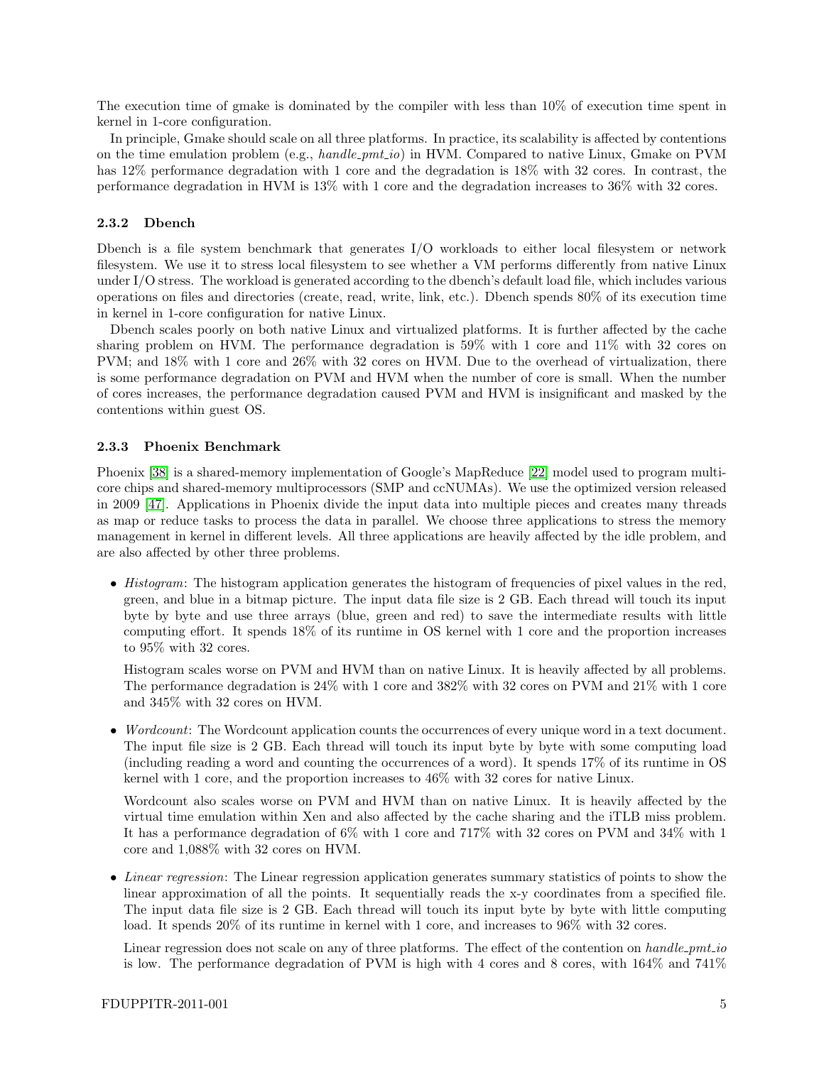The execution time of gmake is dominated by the compiler with less than 10% of execution time spent in kernel in 1-core configuration.

In principle, Gmake should scale on all three platforms. In practice, its scalability is affected by contentions on the time emulation problem (e.g., *handle_pmt_io*) in HVM. Compared to native Linux, Gmake on PVM has 12% performance degradation with 1 core and the degradation is 18% with 32 cores. In contrast, the performance degradation in HVM is 13% with 1 core and the degradation increases to 36% with 32 cores.

### 2.3.2 Dbench

Dbench is a file system benchmark that generates I/O workloads to either local filesystem or network filesystem. We use it to stress local filesystem to see whether a VM performs differently from native Linux under I/O stress. The workload is generated according to the dbench's default load file, which includes various operations on files and directories (create, read, write, link, etc.). Dbench spends 80% of its execution time in kernel in 1-core configuration for native Linux.

Dbench scales poorly on both native Linux and virtualized platforms. It is further affected by the cache sharing problem on HVM. The performance degradation is 59% with 1 core and 11% with 32 cores on PVM; and 18% with 1 core and 26% with 32 cores on HVM. Due to the overhead of virtualization, there is some performance degradation on PVM and HVM when the number of core is small. When the number of cores increases, the performance degradation caused PVM and HVM is insignificant and masked by the contentions within guest OS.

### 2.3.3 Phoenix Benchmark

Phoenix [38] is a shared-memory implementation of Google's MapReduce [22] model used to program multi-core chips and shared-memory multiprocessors (SMP and ccNUMAs). We use the optimized version released in 2009 [47]. Applications in Phoenix divide the input data into multiple pieces and creates many threads as map or reduce tasks to process the data in parallel. We choose three applications to stress the memory management in kernel in different levels. All three applications are heavily affected by the idle problem, and are also affected by other three problems.

- *Histogram*: The histogram application generates the histogram of frequencies of pixel values in the red, green, and blue in a bitmap picture. The input data file size is 2 GB. Each thread will touch its input byte by byte and use three arrays (blue, green and red) to save the intermediate results with little computing effort. It spends 18% of its runtime in OS kernel with 1 core and the proportion increases to 95% with 32 cores.

  Histogram scales worse on PVM and HVM than on native Linux. It is heavily affected by all problems. The performance degradation is 24% with 1 core and 382% with 32 cores on PVM and 21% with 1 core and 345% with 32 cores on HVM.

- *Wordcount*: The Wordcount application counts the occurrences of every unique word in a text document. The input file size is 2 GB. Each thread will touch its input byte by byte with some computing load (including reading a word and counting the occurrences of a word). It spends 17% of its runtime in OS kernel with 1 core, and the proportion increases to 46% with 32 cores for native Linux.

  Wordcount also scales worse on PVM and HVM than on native Linux. It is heavily affected by the virtual time emulation within Xen and also affected by the cache sharing and the iTLB miss problem. It has a performance degradation of 6% with 1 core and 717% with 32 cores on PVM and 34% with 1 core and 1,088% with 32 cores on HVM.

- *Linear regression*: The Linear regression application generates summary statistics of points to show the linear approximation of all the points. It sequentially reads the x-y coordinates from a specified file. The input data file size is 2 GB. Each thread will touch its input byte by byte with little computing load. It spends 20% of its runtime in kernel with 1 core, and increases to 96% with 32 cores.

  Linear regression does not scale on any of three platforms. The effect of the contention on *handle_pmt_io* is low. The performance degradation of PVM is high with 4 cores and 8 cores, with 164% and 741%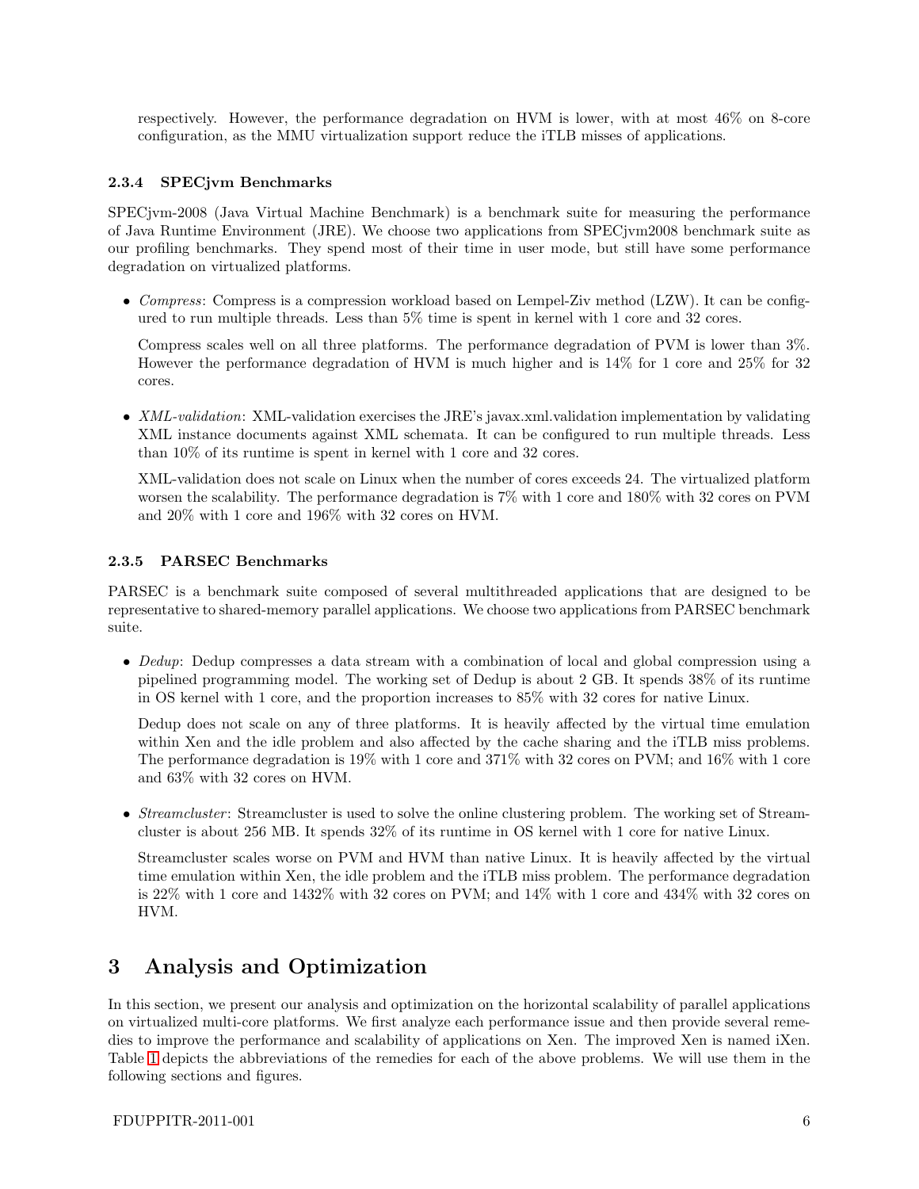respectively. However, the performance degradation on HVM is lower, with at most 46% on 8-core configuration, as the MMU virtualization support reduce the iTLB misses of applications.

#### 2.3.4 SPECjvm Benchmarks

SPECjvm-2008 (Java Virtual Machine Benchmark) is a benchmark suite for measuring the performance of Java Runtime Environment (JRE). We choose two applications from SPECjvm2008 benchmark suite as our profiling benchmarks. They spend most of their time in user mode, but still have some performance degradation on virtualized platforms.

- *Compress*: Compress is a compression workload based on Lempel-Ziv method (LZW). It can be configured to run multiple threads. Less than 5% time is spent in kernel with 1 core and 32 cores.

  Compress scales well on all three platforms. The performance degradation of PVM is lower than 3%. However the performance degradation of HVM is much higher and is 14% for 1 core and 25% for 32 cores.

- *XML-validation*: XML-validation exercises the JRE's javax.xml.validation implementation by validating XML instance documents against XML schemata. It can be configured to run multiple threads. Less than 10% of its runtime is spent in kernel with 1 core and 32 cores.

  XML-validation does not scale on Linux when the number of cores exceeds 24. The virtualized platform worsen the scalability. The performance degradation is 7% with 1 core and 180% with 32 cores on PVM and 20% with 1 core and 196% with 32 cores on HVM.

#### 2.3.5 PARSEC Benchmarks

PARSEC is a benchmark suite composed of several multithreaded applications that are designed to be representative to shared-memory parallel applications. We choose two applications from PARSEC benchmark suite.

- *Dedup*: Dedup compresses a data stream with a combination of local and global compression using a pipelined programming model. The working set of Dedup is about 2 GB. It spends 38% of its runtime in OS kernel with 1 core, and the proportion increases to 85% with 32 cores for native Linux.

  Dedup does not scale on any of three platforms. It is heavily affected by the virtual time emulation within Xen and the idle problem and also affected by the cache sharing and the iTLB miss problems. The performance degradation is 19% with 1 core and 371% with 32 cores on PVM; and 16% with 1 core and 63% with 32 cores on HVM.

- *Streamcluster*: Streamcluster is used to solve the online clustering problem. The working set of Streamcluster is about 256 MB. It spends 32% of its runtime in OS kernel with 1 core for native Linux.

  Streamcluster scales worse on PVM and HVM than native Linux. It is heavily affected by the virtual time emulation within Xen, the idle problem and the iTLB miss problem. The performance degradation is 22% with 1 core and 1432% with 32 cores on PVM; and 14% with 1 core and 434% with 32 cores on HVM.

## 3 Analysis and Optimization

In this section, we present our analysis and optimization on the horizontal scalability of parallel applications on virtualized multi-core platforms. We first analyze each performance issue and then provide several remedies to improve the performance and scalability of applications on Xen. The improved Xen is named iXen. Table 1 depicts the abbreviations of the remedies for each of the above problems. We will use them in the following sections and figures.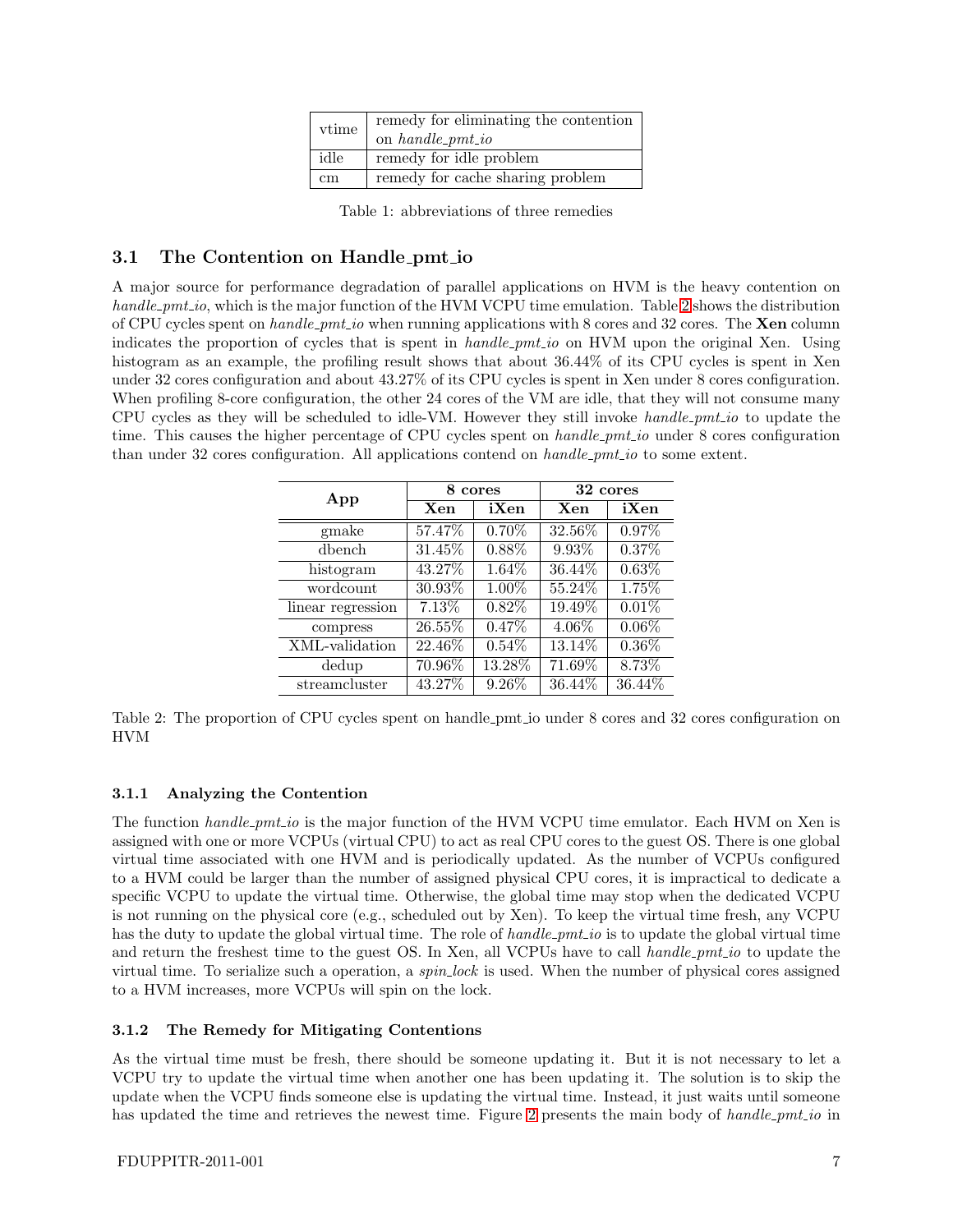| vtime | remedy for eliminating the contention on *handle_pmt_io* |
|---|---|
| idle | remedy for idle problem |
| cm | remedy for cache sharing problem |

Table 1: abbreviations of three remedies

### 3.1 The Contention on Handle_pmt_io

A major source for performance degradation of parallel applications on HVM is the heavy contention on *handle_pmt_io*, which is the major function of the HVM VCPU time emulation. Table 2 shows the distribution of CPU cycles spent on *handle_pmt_io* when running applications with 8 cores and 32 cores. The **Xen** column indicates the proportion of cycles that is spent in *handle_pmt_io* on HVM upon the original Xen. Using histogram as an example, the profiling result shows that about 36.44% of its CPU cycles is spent in Xen under 32 cores configuration and about 43.27% of its CPU cycles is spent in Xen under 8 cores configuration. When profiling 8-core configuration, the other 24 cores of the VM are idle, that they will not consume many CPU cycles as they will be scheduled to idle-VM. However they still invoke *handle_pmt_io* to update the time. This causes the higher percentage of CPU cycles spent on *handle_pmt_io* under 8 cores configuration than under 32 cores configuration. All applications contend on *handle_pmt_io* to some extent.

| App | 8 cores | | 32 cores | |
|---|---|---|---|---|
| | **Xen** | **iXen** | **Xen** | **iXen** |
| gmake | 57.47% | 0.70% | 32.56% | 0.97% |
| dbench | 31.45% | 0.88% | 9.93% | 0.37% |
| histogram | 43.27% | 1.64% | 36.44% | 0.63% |
| wordcount | 30.93% | 1.00% | 55.24% | 1.75% |
| linear regression | 7.13% | 0.82% | 19.49% | 0.01% |
| compress | 26.55% | 0.47% | 4.06% | 0.06% |
| XML-validation | 22.46% | 0.54% | 13.14% | 0.36% |
| dedup | 70.96% | 13.28% | 71.69% | 8.73% |
| streamcluster | 43.27% | 9.26% | 36.44% | 36.44% |

Table 2: The proportion of CPU cycles spent on handle_pmt_io under 8 cores and 32 cores configuration on HVM

#### 3.1.1 Analyzing the Contention

The function *handle_pmt_io* is the major function of the HVM VCPU time emulator. Each HVM on Xen is assigned with one or more VCPUs (virtual CPU) to act as real CPU cores to the guest OS. There is one global virtual time associated with one HVM and is periodically updated. As the number of VCPUs configured to a HVM could be larger than the number of assigned physical CPU cores, it is impractical to dedicate a specific VCPU to update the virtual time. Otherwise, the global time may stop when the dedicated VCPU is not running on the physical core (e.g., scheduled out by Xen). To keep the virtual time fresh, any VCPU has the duty to update the global virtual time. The role of *handle_pmt_io* is to update the global virtual time and return the freshest time to the guest OS. In Xen, all VCPUs have to call *handle_pmt_io* to update the virtual time. To serialize such a operation, a *spin_lock* is used. When the number of physical cores assigned to a HVM increases, more VCPUs will spin on the lock.

#### 3.1.2 The Remedy for Mitigating Contentions

As the virtual time must be fresh, there should be someone updating it. But it is not necessary to let a VCPU try to update the virtual time when another one has been updating it. The solution is to skip the update when the VCPU finds someone else is updating the virtual time. Instead, it just waits until someone has updated the time and retrieves the newest time. Figure 2 presents the main body of *handle_pmt_io* in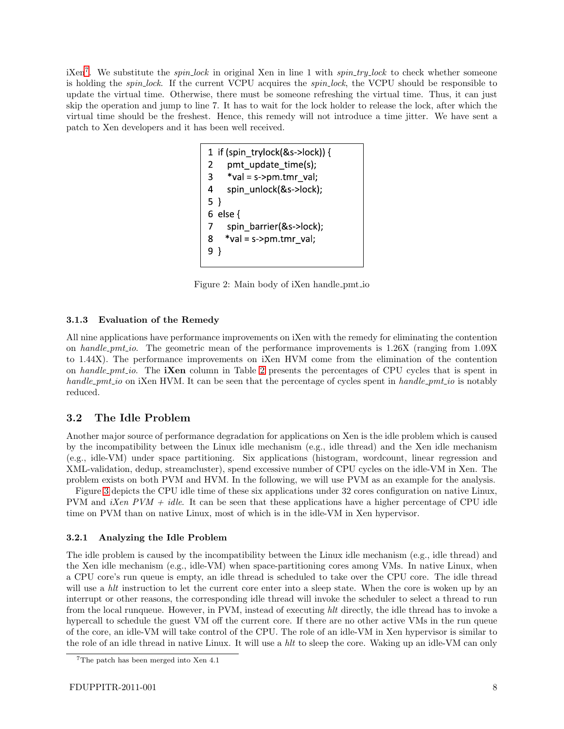iXen[7]. We substitute the *spin_lock* in original Xen in line 1 with *spin_try_lock* to check whether someone is holding the *spin_lock*. If the current VCPU acquires the *spin_lock*, the VCPU should be responsible to update the virtual time. Otherwise, there must be someone refreshing the virtual time. Thus, it can just skip the operation and jump to line 7. It has to wait for the lock holder to release the lock, after which the virtual time should be the freshest. Hence, this remedy will not introduce a time jitter. We have sent a patch to Xen developers and it has been well received.

```
1 if (spin_trylock(&s->lock)) {
2    pmt_update_time(s);
3    *val = s->pm.tmr_val;
4    spin_unlock(&s->lock);
5 }
6 else {
7    spin_barrier(&s->lock);
8    *val = s->pm.tmr_val;
9 }
```

Figure 2: Main body of iXen handle_pmt_io

### 3.1.3 Evaluation of the Remedy

All nine applications have performance improvements on iXen with the remedy for eliminating the contention on *handle_pmt_io*. The geometric mean of the performance improvements is 1.26X (ranging from 1.09X to 1.44X). The performance improvements on iXen HVM come from the elimination of the contention on *handle_pmt_io*. The **iXen** column in Table 2 presents the percentages of CPU cycles that is spent in *handle_pmt_io* on iXen HVM. It can be seen that the percentage of cycles spent in *handle_pmt_io* is notably reduced.

## 3.2 The Idle Problem

Another major source of performance degradation for applications on Xen is the idle problem which is caused by the incompatibility between the Linux idle mechanism (e.g., idle thread) and the Xen idle mechanism (e.g., idle-VM) under space partitioning. Six applications (histogram, wordcount, linear regression and XML-validation, dedup, streamcluster), spend excessive number of CPU cycles on the idle-VM in Xen. The problem exists on both PVM and HVM. In the following, we will use PVM as an example for the analysis.

Figure 3 depicts the CPU idle time of these six applications under 32 cores configuration on native Linux, PVM and *iXen PVM + idle*. It can be seen that these applications have a higher percentage of CPU idle time on PVM than on native Linux, most of which is in the idle-VM in Xen hypervisor.

### 3.2.1 Analyzing the Idle Problem

The idle problem is caused by the incompatibility between the Linux idle mechanism (e.g., idle thread) and the Xen idle mechanism (e.g., idle-VM) when space-partitioning cores among VMs. In native Linux, when a CPU core's run queue is empty, an idle thread is scheduled to take over the CPU core. The idle thread will use a *hlt* instruction to let the current core enter into a sleep state. When the core is woken up by an interrupt or other reasons, the corresponding idle thread will invoke the scheduler to select a thread to run from the local runqueue. However, in PVM, instead of executing *hlt* directly, the idle thread has to invoke a hypercall to schedule the guest VM off the current core. If there are no other active VMs in the run queue of the core, an idle-VM will take control of the CPU. The role of an idle-VM in Xen hypervisor is similar to the role of an idle thread in native Linux. It will use a *hlt* to sleep the core. Waking up an idle-VM can only

[7] The patch has been merged into Xen 4.1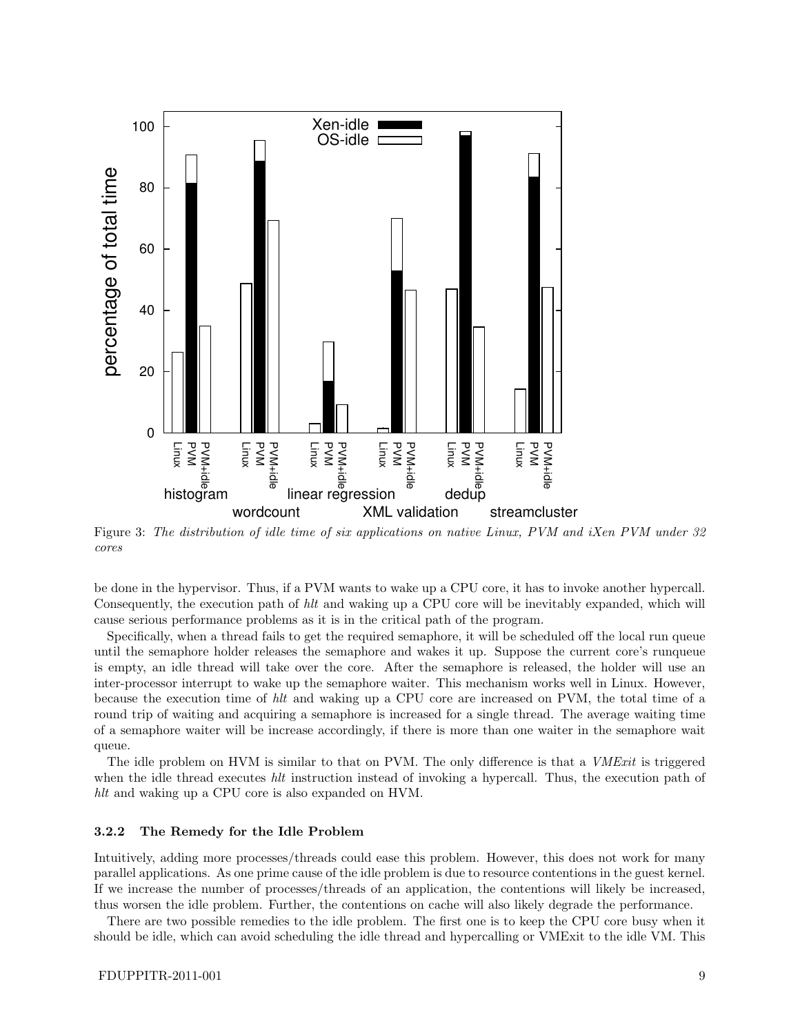Figure 3: *The distribution of idle time of six applications on native Linux, PVM and iXen PVM under 32 cores*

be done in the hypervisor. Thus, if a PVM wants to wake up a CPU core, it has to invoke another hypercall. Consequently, the execution path of *hlt* and waking up a CPU core will be inevitably expanded, which will cause serious performance problems as it is in the critical path of the program.

Specifically, when a thread fails to get the required semaphore, it will be scheduled off the local run queue until the semaphore holder releases the semaphore and wakes it up. Suppose the current core's runqueue is empty, an idle thread will take over the core. After the semaphore is released, the holder will use an inter-processor interrupt to wake up the semaphore waiter. This mechanism works well in Linux. However, because the execution time of *hlt* and waking up a CPU core are increased on PVM, the total time of a round trip of waiting and acquiring a semaphore is increased for a single thread. The average waiting time of a semaphore waiter will be increase accordingly, if there is more than one waiter in the semaphore wait queue.

The idle problem on HVM is similar to that on PVM. The only difference is that a *VMExit* is triggered when the idle thread executes *hlt* instruction instead of invoking a hypercall. Thus, the execution path of *hlt* and waking up a CPU core is also expanded on HVM.

### 3.2.2 The Remedy for the Idle Problem

Intuitively, adding more processes/threads could ease this problem. However, this does not work for many parallel applications. As one prime cause of the idle problem is due to resource contentions in the guest kernel. If we increase the number of processes/threads of an application, the contentions will likely be increased, thus worsen the idle problem. Further, the contentions on cache will also likely degrade the performance.

There are two possible remedies to the idle problem. The first one is to keep the CPU core busy when it should be idle, which can avoid scheduling the idle thread and hypercalling or VMExit to the idle VM. This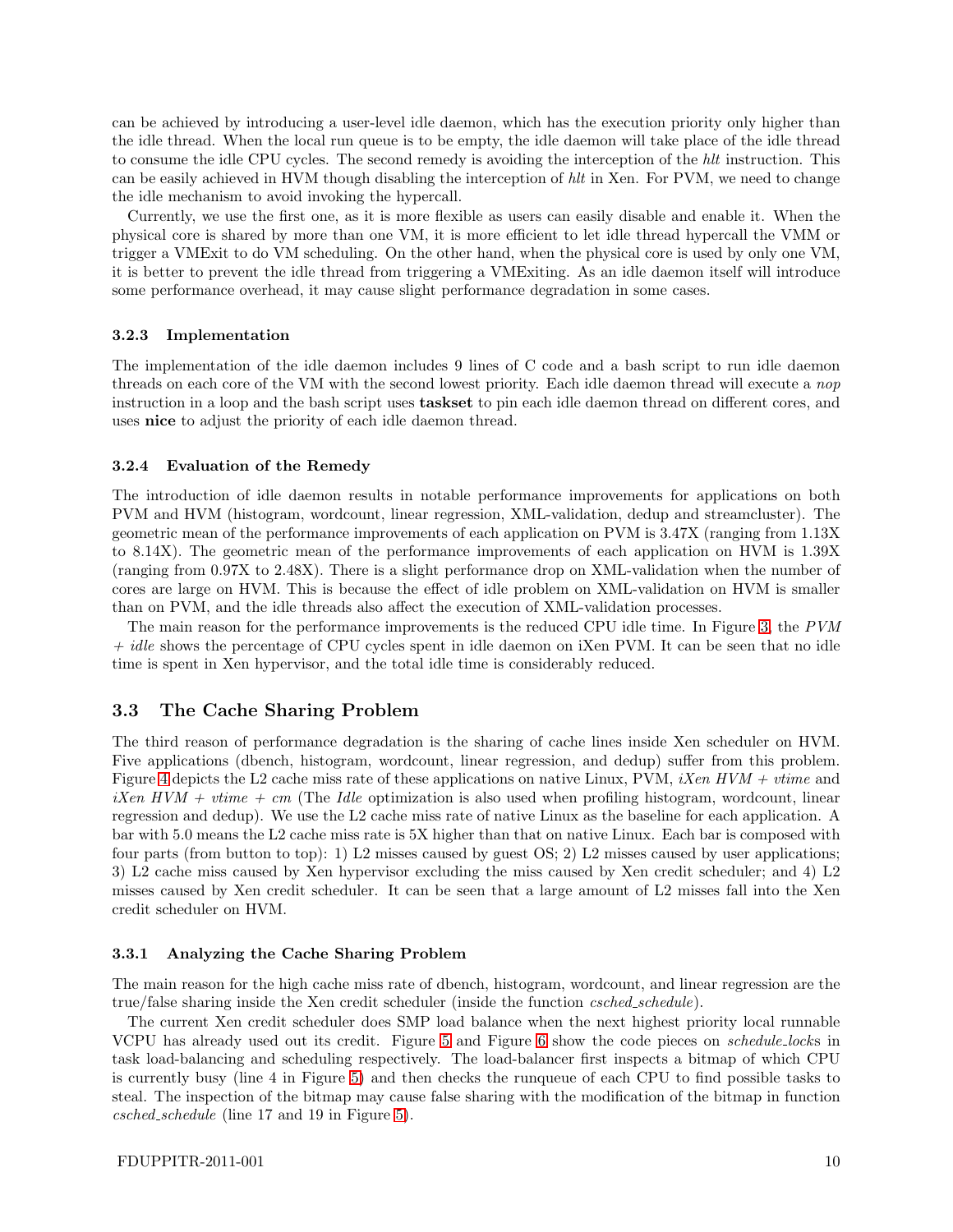can be achieved by introducing a user-level idle daemon, which has the execution priority only higher than the idle thread. When the local run queue is to be empty, the idle daemon will take place of the idle thread to consume the idle CPU cycles. The second remedy is avoiding the interception of the *hlt* instruction. This can be easily achieved in HVM though disabling the interception of *hlt* in Xen. For PVM, we need to change the idle mechanism to avoid invoking the hypercall.

Currently, we use the first one, as it is more flexible as users can easily disable and enable it. When the physical core is shared by more than one VM, it is more efficient to let idle thread hypercall the VMM or trigger a VMExit to do VM scheduling. On the other hand, when the physical core is used by only one VM, it is better to prevent the idle thread from triggering a VMExiting. As an idle daemon itself will introduce some performance overhead, it may cause slight performance degradation in some cases.

#### 3.2.3 Implementation

The implementation of the idle daemon includes 9 lines of C code and a bash script to run idle daemon threads on each core of the VM with the second lowest priority. Each idle daemon thread will execute a *nop* instruction in a loop and the bash script uses **taskset** to pin each idle daemon thread on different cores, and uses **nice** to adjust the priority of each idle daemon thread.

#### 3.2.4 Evaluation of the Remedy

The introduction of idle daemon results in notable performance improvements for applications on both PVM and HVM (histogram, wordcount, linear regression, XML-validation, dedup and streamcluster). The geometric mean of the performance improvements of each application on PVM is 3.47X (ranging from 1.13X to 8.14X). The geometric mean of the performance improvements of each application on HVM is 1.39X (ranging from 0.97X to 2.48X). There is a slight performance drop on XML-validation when the number of cores are large on HVM. This is because the effect of idle problem on XML-validation on HVM is smaller than on PVM, and the idle threads also affect the execution of XML-validation processes.

The main reason for the performance improvements is the reduced CPU idle time. In Figure 3, the *PVM + idle* shows the percentage of CPU cycles spent in idle daemon on iXen PVM. It can be seen that no idle time is spent in Xen hypervisor, and the total idle time is considerably reduced.

### 3.3 The Cache Sharing Problem

The third reason of performance degradation is the sharing of cache lines inside Xen scheduler on HVM. Five applications (dbench, histogram, wordcount, linear regression, and dedup) suffer from this problem. Figure 4 depicts the L2 cache miss rate of these applications on native Linux, PVM, *iXen HVM + vtime* and *iXen HVM + vtime + cm* (The *Idle* optimization is also used when profiling histogram, wordcount, linear regression and dedup). We use the L2 cache miss rate of native Linux as the baseline for each application. A bar with 5.0 means the L2 cache miss rate is 5X higher than that on native Linux. Each bar is composed with four parts (from button to top): 1) L2 misses caused by guest OS; 2) L2 misses caused by user applications; 3) L2 cache miss caused by Xen hypervisor excluding the miss caused by Xen credit scheduler; and 4) L2 misses caused by Xen credit scheduler. It can be seen that a large amount of L2 misses fall into the Xen credit scheduler on HVM.

#### 3.3.1 Analyzing the Cache Sharing Problem

The main reason for the high cache miss rate of dbench, histogram, wordcount, and linear regression are the true/false sharing inside the Xen credit scheduler (inside the function *csched_schedule*).

The current Xen credit scheduler does SMP load balance when the next highest priority local runnable VCPU has already used out its credit. Figure 5 and Figure 6 show the code pieces on *schedule_locks* in task load-balancing and scheduling respectively. The load-balancer first inspects a bitmap of which CPU is currently busy (line 4 in Figure 5) and then checks the runqueue of each CPU to find possible tasks to steal. The inspection of the bitmap may cause false sharing with the modification of the bitmap in function *csched_schedule* (line 17 and 19 in Figure 5).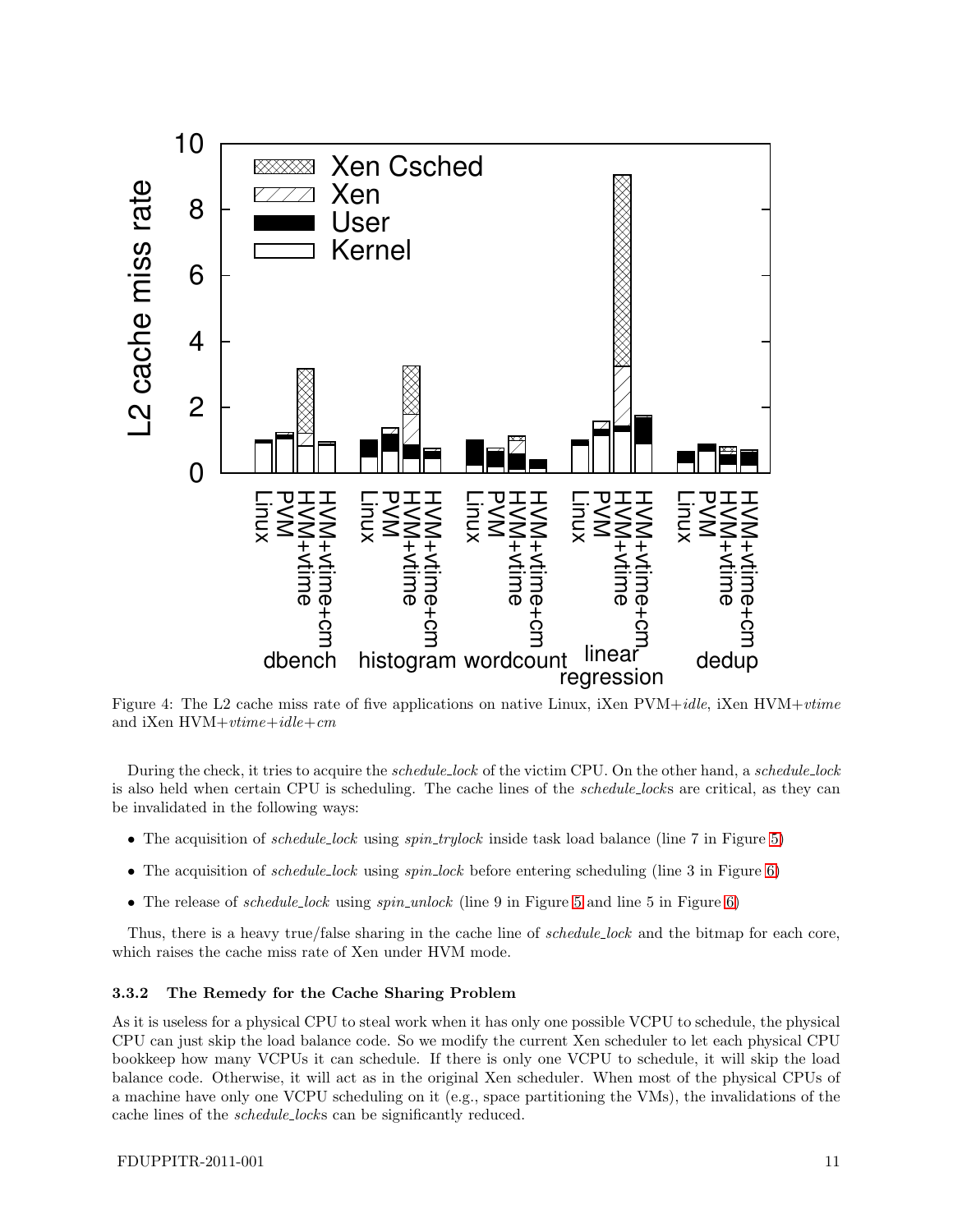Figure 4: The L2 cache miss rate of five applications on native Linux, iXen PVM+*idle*, iXen HVM+*vtime* and iXen HVM+*vtime*+*idle*+*cm*

During the check, it tries to acquire the *schedule_lock* of the victim CPU. On the other hand, a *schedule_lock* is also held when certain CPU is scheduling. The cache lines of the *schedule_lock*s are critical, as they can be invalidated in the following ways:

- The acquisition of *schedule_lock* using *spin_trylock* inside task load balance (line 7 in Figure 5)
- The acquisition of *schedule_lock* using *spin_lock* before entering scheduling (line 3 in Figure 6)
- The release of *schedule_lock* using *spin_unlock* (line 9 in Figure 5 and line 5 in Figure 6)

Thus, there is a heavy true/false sharing in the cache line of *schedule_lock* and the bitmap for each core, which raises the cache miss rate of Xen under HVM mode.

#### 3.3.2 The Remedy for the Cache Sharing Problem

As it is useless for a physical CPU to steal work when it has only one possible VCPU to schedule, the physical CPU can just skip the load balance code. So we modify the current Xen scheduler to let each physical CPU bookkeep how many VCPUs it can schedule. If there is only one VCPU to schedule, it will skip the load balance code. Otherwise, it will act as in the original Xen scheduler. When most of the physical CPUs of a machine have only one VCPU scheduling on it (e.g., space partitioning the VMs), the invalidations of the cache lines of the *schedule_lock*s can be significantly reduced.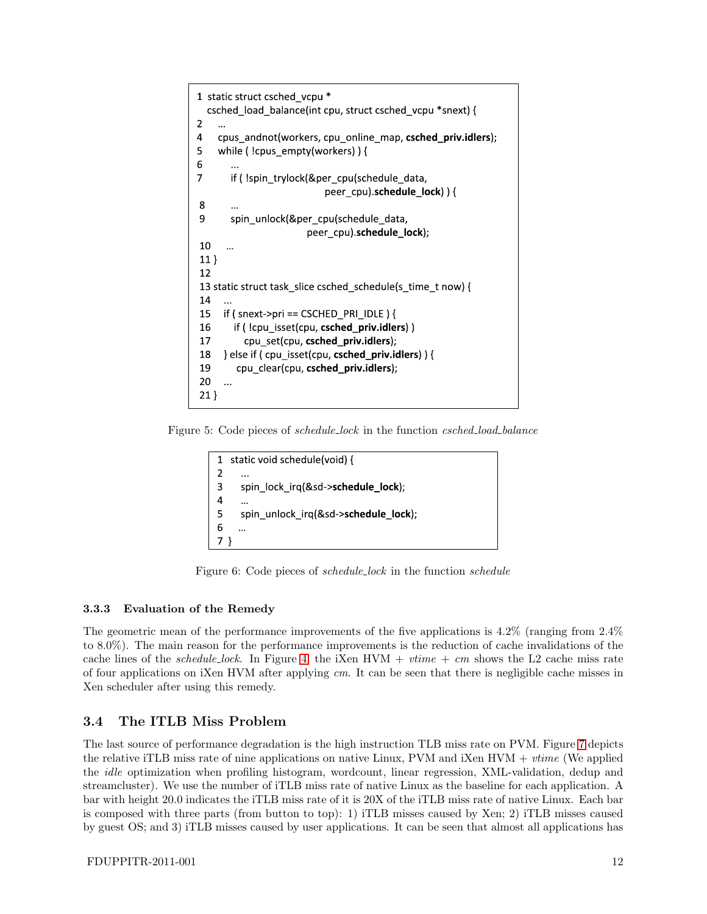```
1 static struct csched_vcpu *
  csched_load_balance(int cpu, struct csched_vcpu *snext) {
2    …
4    cpus_andnot(workers, cpu_online_map, csched_priv.idlers);
5    while ( !cpus_empty(workers) ) {
6       ...
7       if ( !spin_trylock(&per_cpu(schedule_data,
                              peer_cpu).schedule_lock) ) {
8       …
9       spin_unlock(&per_cpu(schedule_data,
                           peer_cpu).schedule_lock);
10    …
11 }
12
13 static struct task_slice csched_schedule(s_time_t now) {
14    ...
15    if ( snext->pri == CSCHED_PRI_IDLE ) {
16       if ( !cpu_isset(cpu, csched_priv.idlers) )
17          cpu_set(cpu, csched_priv.idlers);
18    } else if ( cpu_isset(cpu, csched_priv.idlers) ) {
19       cpu_clear(cpu, csched_priv.idlers);
20    ...
21 }
```

Figure 5: Code pieces of *schedule_lock* in the function *csched_load_balance*

```
1  static void schedule(void) {
2     ...
3     spin_lock_irq(&sd->schedule_lock);
4     …
5     spin_unlock_irq(&sd->schedule_lock);
6    …
7  }
```

Figure 6: Code pieces of *schedule_lock* in the function *schedule*

#### 3.3.3 Evaluation of the Remedy

The geometric mean of the performance improvements of the five applications is 4.2% (ranging from 2.4% to 8.0%). The main reason for the performance improvements is the reduction of cache invalidations of the cache lines of the *schedule_lock*. In Figure 4, the iXen HVM + *vtime* + *cm* shows the L2 cache miss rate of four applications on iXen HVM after applying *cm*. It can be seen that there is negligible cache misses in Xen scheduler after using this remedy.

### 3.4 The ITLB Miss Problem

The last source of performance degradation is the high instruction TLB miss rate on PVM. Figure 7 depicts the relative iTLB miss rate of nine applications on native Linux, PVM and iXen HVM + *vtime* (We applied the *idle* optimization when profiling histogram, wordcount, linear regression, XML-validation, dedup and streamcluster). We use the number of iTLB miss rate of native Linux as the baseline for each application. A bar with height 20.0 indicates the iTLB miss rate of it is 20X of the iTLB miss rate of native Linux. Each bar is composed with three parts (from button to top): 1) iTLB misses caused by Xen; 2) iTLB misses caused by guest OS; and 3) iTLB misses caused by user applications. It can be seen that almost all applications has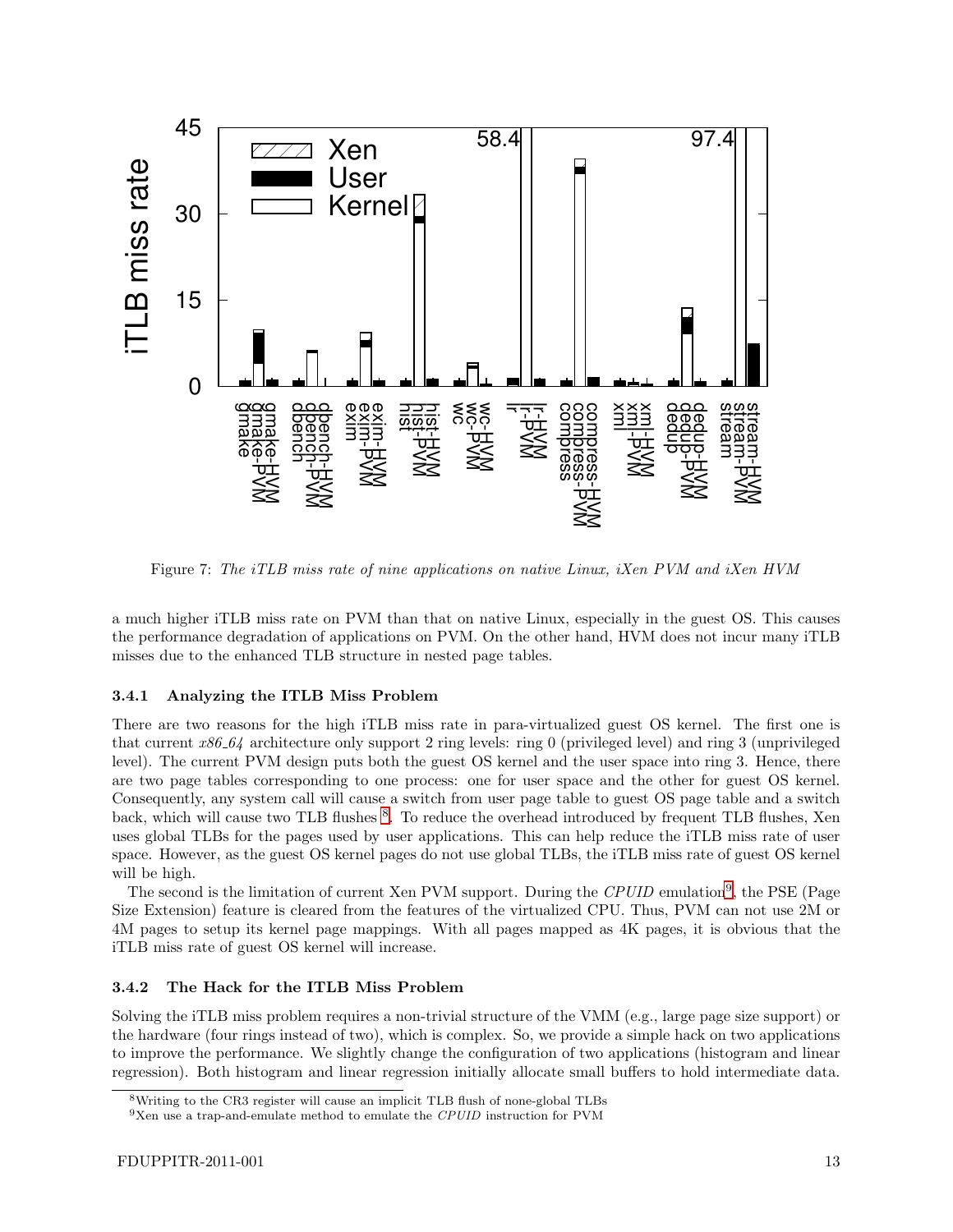Figure 7: *The iTLB miss rate of nine applications on native Linux, iXen PVM and iXen HVM*

a much higher iTLB miss rate on PVM than that on native Linux, especially in the guest OS. This causes the performance degradation of applications on PVM. On the other hand, HVM does not incur many iTLB misses due to the enhanced TLB structure in nested page tables.

### 3.4.1 Analyzing the ITLB Miss Problem

There are two reasons for the high iTLB miss rate in para-virtualized guest OS kernel. The first one is that current *x86_64* architecture only support 2 ring levels: ring 0 (privileged level) and ring 3 (unprivileged level). The current PVM design puts both the guest OS kernel and the user space into ring 3. Hence, there are two page tables corresponding to one process: one for user space and the other for guest OS kernel. Consequently, any system call will cause a switch from user page table to guest OS page table and a switch back, which will cause two TLB flushes [8]. To reduce the overhead introduced by frequent TLB flushes, Xen uses global TLBs for the pages used by user applications. This can help reduce the iTLB miss rate of user space. However, as the guest OS kernel pages do not use global TLBs, the iTLB miss rate of guest OS kernel will be high.

The second is the limitation of current Xen PVM support. During the *CPUID* emulation[9], the PSE (Page Size Extension) feature is cleared from the features of the virtualized CPU. Thus, PVM can not use 2M or 4M pages to setup its kernel page mappings. With all pages mapped as 4K pages, it is obvious that the iTLB miss rate of guest OS kernel will increase.

### 3.4.2 The Hack for the ITLB Miss Problem

Solving the iTLB miss problem requires a non-trivial structure of the VMM (e.g., large page size support) or the hardware (four rings instead of two), which is complex. So, we provide a simple hack on two applications to improve the performance. We slightly change the configuration of two applications (histogram and linear regression). Both histogram and linear regression initially allocate small buffers to hold intermediate data.

[8] Writing to the CR3 register will cause an implicit TLB flush of none-global TLBs

[9] Xen use a trap-and-emulate method to emulate the *CPUID* instruction for PVM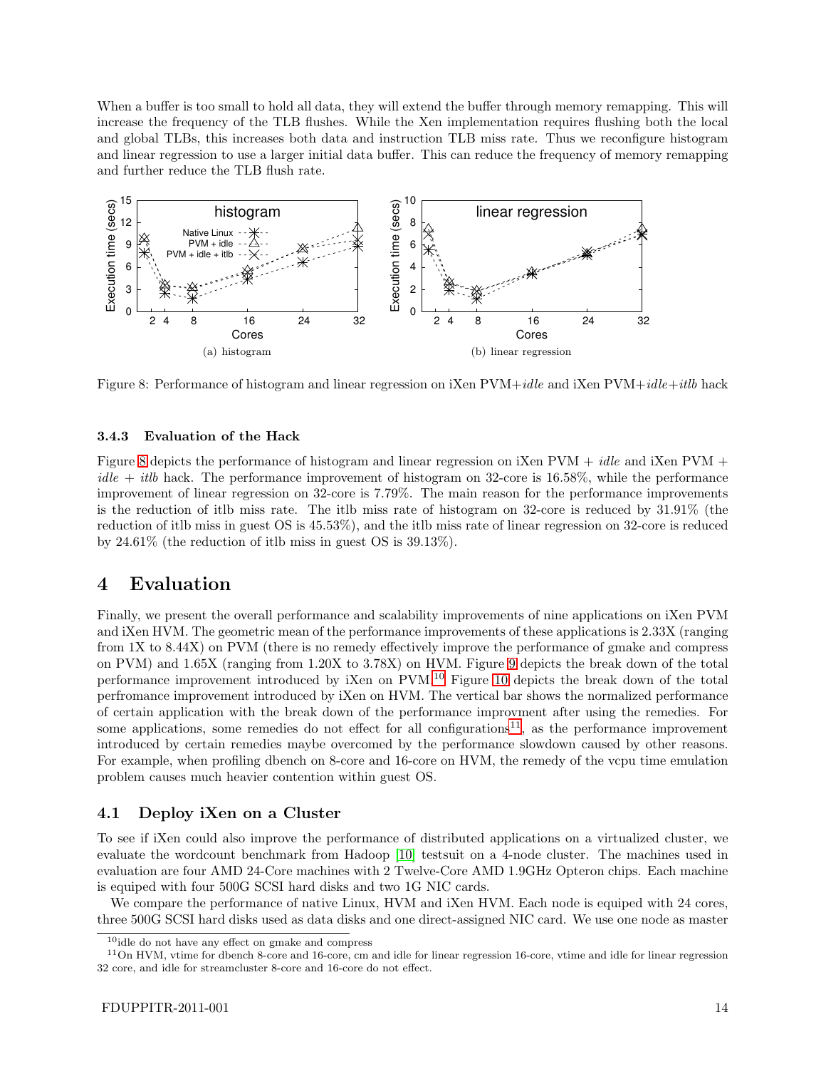When a buffer is too small to hold all data, they will extend the buffer through memory remapping. This will increase the frequency of the TLB flushes. While the Xen implementation requires flushing both the local and global TLBs, this increases both data and instruction TLB miss rate. Thus we reconfigure histogram and linear regression to use a larger initial data buffer. This can reduce the frequency of memory remapping and further reduce the TLB flush rate.

(a) histogram

(b) linear regression

Figure 8: Performance of histogram and linear regression on iXen PVM+*idle* and iXen PVM+*idle*+*itlb* hack

#### 3.4.3 Evaluation of the Hack

Figure 8 depicts the performance of histogram and linear regression on iXen PVM + *idle* and iXen PVM + *idle* + *itlb* hack. The performance improvement of histogram on 32-core is 16.58%, while the performance improvement of linear regression on 32-core is 7.79%. The main reason for the performance improvements is the reduction of itlb miss rate. The itlb miss rate of histogram on 32-core is reduced by 31.91% (the reduction of itlb miss in guest OS is 45.53%), and the itlb miss rate of linear regression on 32-core is reduced by 24.61% (the reduction of itlb miss in guest OS is 39.13%).

# 4 Evaluation

Finally, we present the overall performance and scalability improvements of nine applications on iXen PVM and iXen HVM. The geometric mean of the performance improvements of these applications is 2.33X (ranging from 1X to 8.44X) on PVM (there is no remedy effectively improve the performance of gmake and compress on PVM) and 1.65X (ranging from 1.20X to 3.78X) on HVM. Figure 9 depicts the break down of the total performance improvement introduced by iXen on PVM.[10] Figure 10 depicts the break down of the total perfromance improvement introduced by iXen on HVM. The vertical bar shows the normalized performance of certain application with the break down of the performance improvment after using the remedies. For some applications, some remedies do not effect for all configurations[11], as the performance improvement introduced by certain remedies maybe overcomed by the performance slowdown caused by other reasons. For example, when profiling dbench on 8-core and 16-core on HVM, the remedy of the vcpu time emulation problem causes much heavier contention within guest OS.

## 4.1 Deploy iXen on a Cluster

To see if iXen could also improve the performance of distributed applications on a virtualized cluster, we evaluate the wordcount benchmark from Hadoop [10] testsuit on a 4-node cluster. The machines used in evaluation are four AMD 24-Core machines with 2 Twelve-Core AMD 1.9GHz Opteron chips. Each machine is equiped with four 500G SCSI hard disks and two 1G NIC cards.

We compare the performance of native Linux, HVM and iXen HVM. Each node is equiped with 24 cores, three 500G SCSI hard disks used as data disks and one direct-assigned NIC card. We use one node as master

[10] idle do not have any effect on gmake and compress

[11] On HVM, vtime for dbench 8-core and 16-core, cm and idle for linear regression 16-core, vtime and idle for linear regression 32 core, and idle for streamcluster 8-core and 16-core do not effect.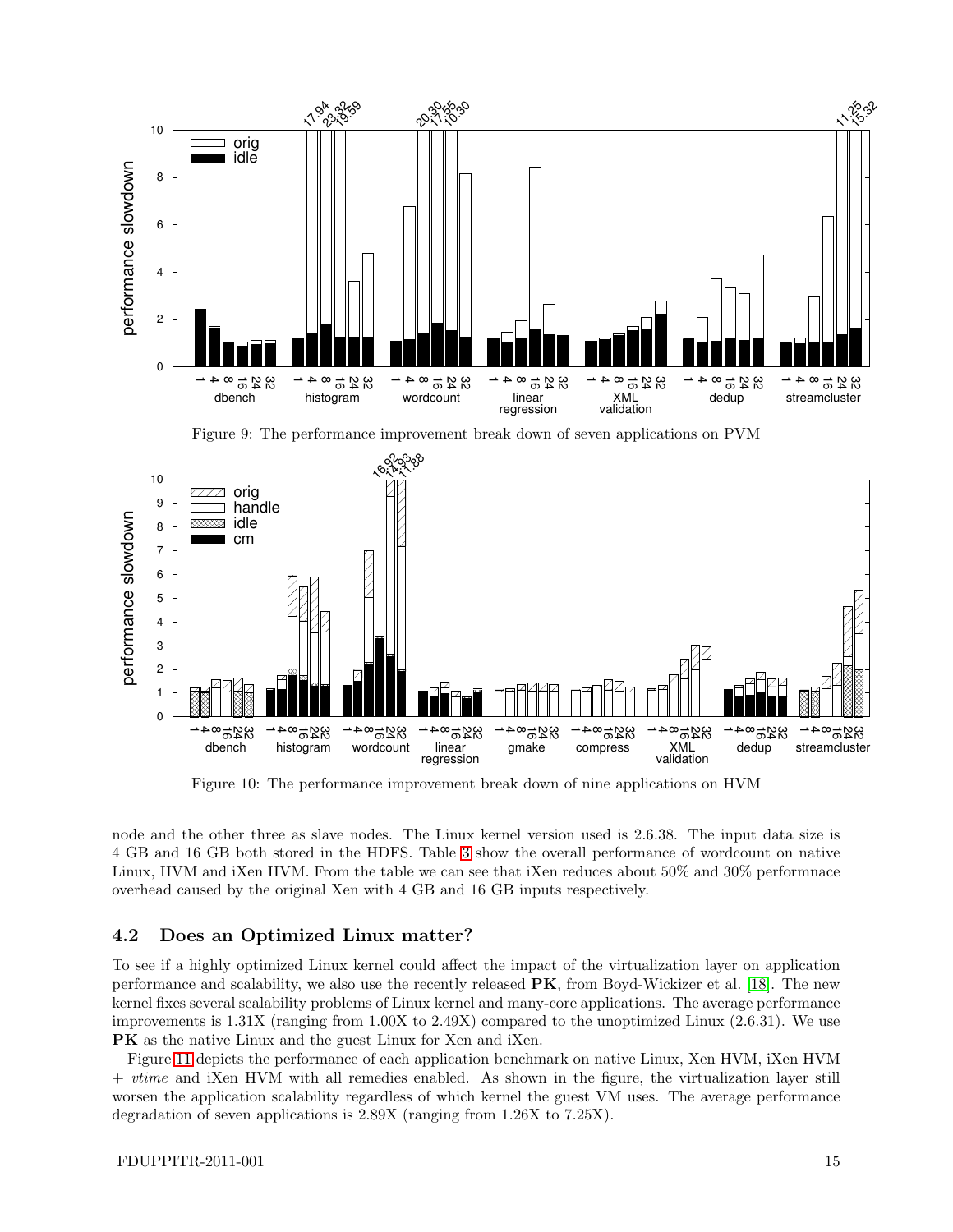Figure 9: The performance improvement break down of seven applications on PVM

Figure 10: The performance improvement break down of nine applications on HVM

node and the other three as slave nodes. The Linux kernel version used is 2.6.38. The input data size is 4 GB and 16 GB both stored in the HDFS. Table 3 show the overall performance of wordcount on native Linux, HVM and iXen HVM. From the table we can see that iXen reduces about 50% and 30% performnace overhead caused by the original Xen with 4 GB and 16 GB inputs respectively.

## 4.2 Does an Optimized Linux matter?

To see if a highly optimized Linux kernel could affect the impact of the virtualization layer on application performance and scalability, we also use the recently released **PK**, from Boyd-Wickizer et al. [18]. The new kernel fixes several scalability problems of Linux kernel and many-core applications. The average performance improvements is 1.31X (ranging from 1.00X to 2.49X) compared to the unoptimized Linux (2.6.31). We use **PK** as the native Linux and the guest Linux for Xen and iXen.

Figure 11 depicts the performance of each application benchmark on native Linux, Xen HVM, iXen HVM + *vtime* and iXen HVM with all remedies enabled. As shown in the figure, the virtualization layer still worsen the application scalability regardless of which kernel the guest VM uses. The average performance degradation of seven applications is 2.89X (ranging from 1.26X to 7.25X).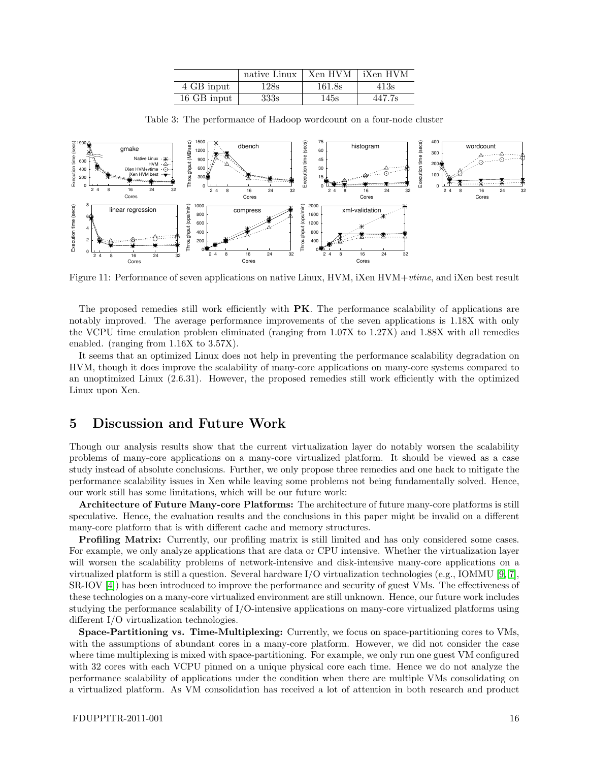| | native Linux | Xen HVM | iXen HVM |
|---|---|---|---|
| 4 GB input | 128s | 161.8s | 413s |
| 16 GB input | 333s | 145s | 447.7s |

Table 3: The performance of Hadoop wordcount on a four-node cluster

Figure 11: Performance of seven applications on native Linux, HVM, iXen HVM+*vtime*, and iXen best result

The proposed remedies still work efficiently with **PK**. The performance scalability of applications are notably improved. The average performance improvements of the seven applications is 1.18X with only the VCPU time emulation problem eliminated (ranging from 1.07X to 1.27X) and 1.88X with all remedies enabled. (ranging from 1.16X to 3.57X).

It seems that an optimized Linux does not help in preventing the performance scalability degradation on HVM, though it does improve the scalability of many-core applications on many-core systems compared to an unoptimized Linux (2.6.31). However, the proposed remedies still work efficiently with the optimized Linux upon Xen.

# 5 Discussion and Future Work

Though our analysis results show that the current virtualization layer do notably worsen the scalability problems of many-core applications on a many-core virtualized platform. It should be viewed as a case study instead of absolute conclusions. Further, we only propose three remedies and one hack to mitigate the performance scalability issues in Xen while leaving some problems not being fundamentally solved. Hence, our work still has some limitations, which will be our future work:

**Architecture of Future Many-core Platforms:** The architecture of future many-core platforms is still speculative. Hence, the evaluation results and the conclusions in this paper might be invalid on a different many-core platform that is with different cache and memory structures.

**Profiling Matrix:** Currently, our profiling matrix is still limited and has only considered some cases. For example, we only analyze applications that are data or CPU intensive. Whether the virtualization layer will worsen the scalability problems of network-intensive and disk-intensive many-core applications on a virtualized platform is still a question. Several hardware I/O virtualization technologies (e.g., IOMMU [9, 7], SR-IOV [4]) has been introduced to improve the performance and security of guest VMs. The effectiveness of these technologies on a many-core virtualized environment are still unknown. Hence, our future work includes studying the performance scalability of I/O-intensive applications on many-core virtualized platforms using different I/O virtualization technologies.

**Space-Partitioning vs. Time-Multiplexing:** Currently, we focus on space-partitioning cores to VMs, with the assumptions of abundant cores in a many-core platform. However, we did not consider the case where time multiplexing is mixed with space-partitioning. For example, we only run one guest VM configured with 32 cores with each VCPU pinned on a unique physical core each time. Hence we do not analyze the performance scalability of applications under the condition when there are multiple VMs consolidating on a virtualized platform. As VM consolidation has received a lot of attention in both research and product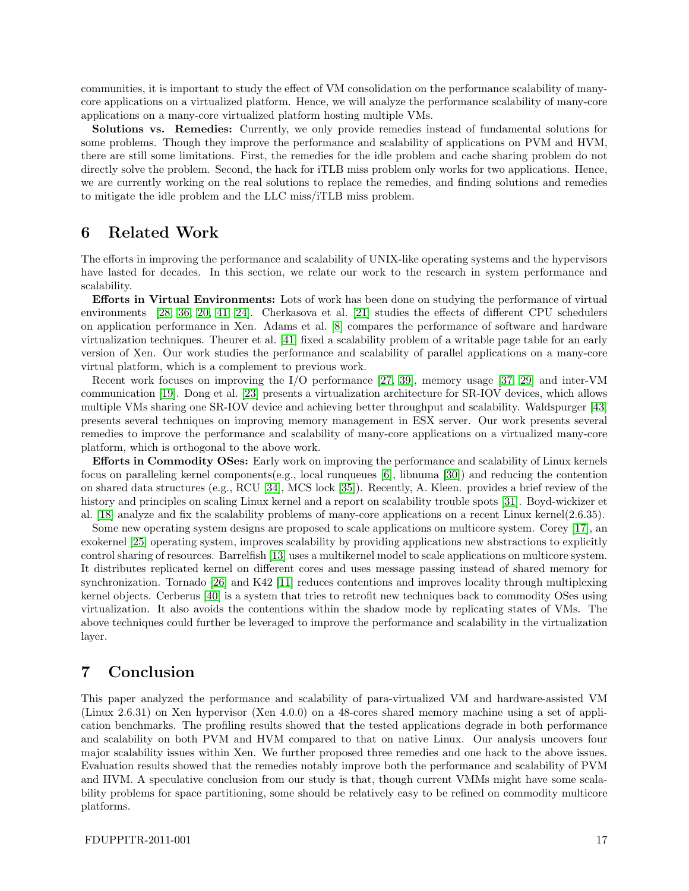communities, it is important to study the effect of VM consolidation on the performance scalability of many-core applications on a virtualized platform. Hence, we will analyze the performance scalability of many-core applications on a many-core virtualized platform hosting multiple VMs.

**Solutions vs. Remedies:** Currently, we only provide remedies instead of fundamental solutions for some problems. Though they improve the performance and scalability of applications on PVM and HVM, there are still some limitations. First, the remedies for the idle problem and cache sharing problem do not directly solve the problem. Second, the hack for iTLB miss problem only works for two applications. Hence, we are currently working on the real solutions to replace the remedies, and finding solutions and remedies to mitigate the idle problem and the LLC miss/iTLB miss problem.

## 6 Related Work

The efforts in improving the performance and scalability of UNIX-like operating systems and the hypervisors have lasted for decades. In this section, we relate our work to the research in system performance and scalability.

**Efforts in Virtual Environments:** Lots of work has been done on studying the performance of virtual environments [28, 36, 20, 41, 24]. Cherkasova et al. [21] studies the effects of different CPU schedulers on application performance in Xen. Adams et al. [8] compares the performance of software and hardware virtualization techniques. Theurer et al. [41] fixed a scalability problem of a writable page table for an early version of Xen. Our work studies the performance and scalability of parallel applications on a many-core virtual platform, which is a complement to previous work.

Recent work focuses on improving the I/O performance [27, 39], memory usage [37, 29] and inter-VM communication [19]. Dong et al. [23] presents a virtualization architecture for SR-IOV devices, which allows multiple VMs sharing one SR-IOV device and achieving better throughput and scalability. Waldspurger [43] presents several techniques on improving memory management in ESX server. Our work presents several remedies to improve the performance and scalability of many-core applications on a virtualized many-core platform, which is orthogonal to the above work.

**Efforts in Commodity OSes:** Early work on improving the performance and scalability of Linux kernels focus on paralleling kernel components(e.g., local runqueues [6], libnuma [30]) and reducing the contention on shared data structures (e.g., RCU [34], MCS lock [35]). Recently, A. Kleen. provides a brief review of the history and principles on scaling Linux kernel and a report on scalability trouble spots [31]. Boyd-wickizer et al. [18] analyze and fix the scalability problems of many-core applications on a recent Linux kernel(2.6.35).

Some new operating system designs are proposed to scale applications on multicore system. Corey [17], an exokernel [25] operating system, improves scalability by providing applications new abstractions to explicitly control sharing of resources. Barrelfish [13] uses a multikernel model to scale applications on multicore system. It distributes replicated kernel on different cores and uses message passing instead of shared memory for synchronization. Tornado [26] and K42 [11] reduces contentions and improves locality through multiplexing kernel objects. Cerberus [40] is a system that tries to retrofit new techniques back to commodity OSes using virtualization. It also avoids the contentions within the shadow mode by replicating states of VMs. The above techniques could further be leveraged to improve the performance and scalability in the virtualization layer.

## 7 Conclusion

This paper analyzed the performance and scalability of para-virtualized VM and hardware-assisted VM (Linux 2.6.31) on Xen hypervisor (Xen 4.0.0) on a 48-cores shared memory machine using a set of application benchmarks. The profiling results showed that the tested applications degrade in both performance and scalability on both PVM and HVM compared to that on native Linux. Our analysis uncovers four major scalability issues within Xen. We further proposed three remedies and one hack to the above issues. Evaluation results showed that the remedies notably improve both the performance and scalability of PVM and HVM. A speculative conclusion from our study is that, though current VMMs might have some scalability problems for space partitioning, some should be relatively easy to be refined on commodity multicore platforms.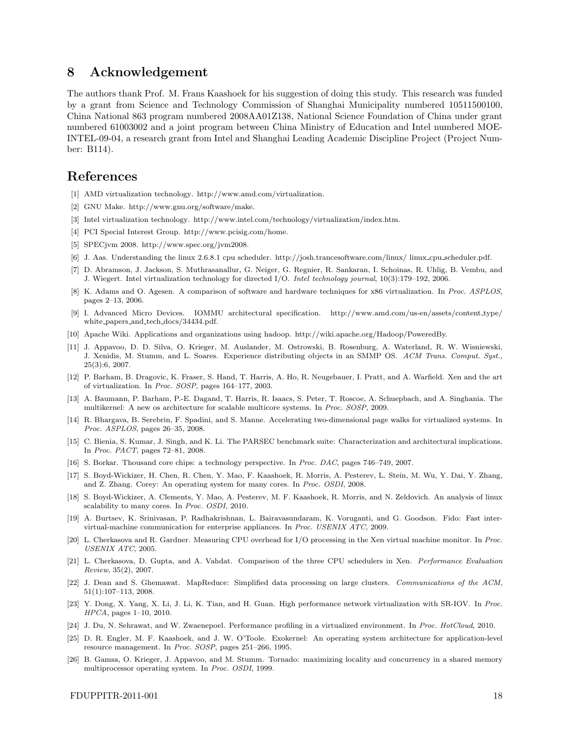## 8 Acknowledgement

The authors thank Prof. M. Frans Kaashoek for his suggestion of doing this study. This research was funded by a grant from Science and Technology Commission of Shanghai Municipality numbered 10511500100, China National 863 program numbered 2008AA01Z138, National Science Foundation of China under grant numbered 61003002 and a joint program between China Ministry of Education and Intel numbered MOE-INTEL-09-04, a research grant from Intel and Shanghai Leading Academic Discipline Project (Project Number: B114).

## References

[1] AMD virtualization technology. http://www.amd.com/virtualization.

[2] GNU Make. http://www.gnu.org/software/make.

[3] Intel virtualization technology. http://www.intel.com/technology/virtualization/index.htm.

[4] PCI Special Interest Group. http://www.pcisig.com/home.

[5] SPECjvm 2008. http://www.spec.org/jvm2008.

[6] J. Aas. Understanding the linux 2.6.8.1 cpu scheduler. http://josh.trancesoftware.com/linux/ linux_cpu_scheduler.pdf.

[7] D. Abramson, J. Jackson, S. Muthrasanallur, G. Neiger, G. Regnier, R. Sankaran, I. Schoinas, R. Uhlig, B. Vembu, and J. Wiegert. Intel virtualization technology for directed I/O. *Intel technology journal*, 10(3):179–192, 2006.

[8] K. Adams and O. Agesen. A comparison of software and hardware techniques for x86 virtualization. In *Proc. ASPLOS*, pages 2–13, 2006.

[9] I. Advanced Micro Devices. IOMMU architectural specification. http://www.amd.com/us-en/assets/content_type/ white_papers_and_tech_docs/34434.pdf.

[10] Apache Wiki. Applications and organizations using hadoop. http://wiki.apache.org/Hadoop/PoweredBy.

[11] J. Appavoo, D. D. Silva, O. Krieger, M. Auslander, M. Ostrowski, B. Rosenburg, A. Waterland, R. W. Wisniewski, J. Xenidis, M. Stumm, and L. Soares. Experience distributing objects in an SMMP OS. *ACM Trans. Comput. Syst.*, 25(3):6, 2007.

[12] P. Barham, B. Dragovic, K. Fraser, S. Hand, T. Harris, A. Ho, R. Neugebauer, I. Pratt, and A. Warfield. Xen and the art of virtualization. In *Proc. SOSP*, pages 164–177, 2003.

[13] A. Baumann, P. Barham, P.-E. Dagand, T. Harris, R. Isaacs, S. Peter, T. Roscoe, A. Schuepbach, and A. Singhania. The multikernel: A new os architecture for scalable multicore systems. In *Proc. SOSP*, 2009.

[14] R. Bhargava, B. Serebrin, F. Spadini, and S. Manne. Accelerating two-dimensional page walks for virtualized systems. In *Proc. ASPLOS*, pages 26–35, 2008.

[15] C. Bienia, S. Kumar, J. Singh, and K. Li. The PARSEC benchmark suite: Characterization and architectural implications. In *Proc. PACT*, pages 72–81, 2008.

[16] S. Borkar. Thousand core chips: a technology perspective. In *Proc. DAC*, pages 746–749, 2007.

[17] S. Boyd-Wickizer, H. Chen, R. Chen, Y. Mao, F. Kaashoek, R. Morris, A. Pesterev, L. Stein, M. Wu, Y. Dai, Y. Zhang, and Z. Zhang. Corey: An operating system for many cores. In *Proc. OSDI*, 2008.

[18] S. Boyd-Wickizer, A. Clements, Y. Mao, A. Pesterev, M. F. Kaashoek, R. Morris, and N. Zeldovich. An analysis of linux scalability to many cores. In *Proc. OSDI*, 2010.

[19] A. Burtsev, K. Srinivasan, P. Radhakrishnan, L. Bairavasundaram, K. Voruganti, and G. Goodson. Fido: Fast inter-virtual-machine communication for enterprise appliances. In *Proc. USENIX ATC*, 2009.

[20] L. Cherkasova and R. Gardner. Measuring CPU overhead for I/O processing in the Xen virtual machine monitor. In *Proc. USENIX ATC*, 2005.

[21] L. Cherkasova, D. Gupta, and A. Vahdat. Comparison of the three CPU schedulers in Xen. *Performance Evaluation Review*, 35(2), 2007.

[22] J. Dean and S. Ghemawat. MapReduce: Simplified data processing on large clusters. *Communications of the ACM*, 51(1):107–113, 2008.

[23] Y. Dong, X. Yang, X. Li, J. Li, K. Tian, and H. Guan. High performance network virtualization with SR-IOV. In *Proc. HPCA*, pages 1–10, 2010.

[24] J. Du, N. Sehrawat, and W. Zwaenepoel. Performance profiling in a virtualized environment. In *Proc. HotCloud*, 2010.

[25] D. R. Engler, M. F. Kaashoek, and J. W. O'Toole. Exokernel: An operating system architecture for application-level resource management. In *Proc. SOSP*, pages 251–266, 1995.

[26] B. Gamsa, O. Krieger, J. Appavoo, and M. Stumm. Tornado: maximizing locality and concurrency in a shared memory multiprocessor operating system. In *Proc. OSDI*, 1999.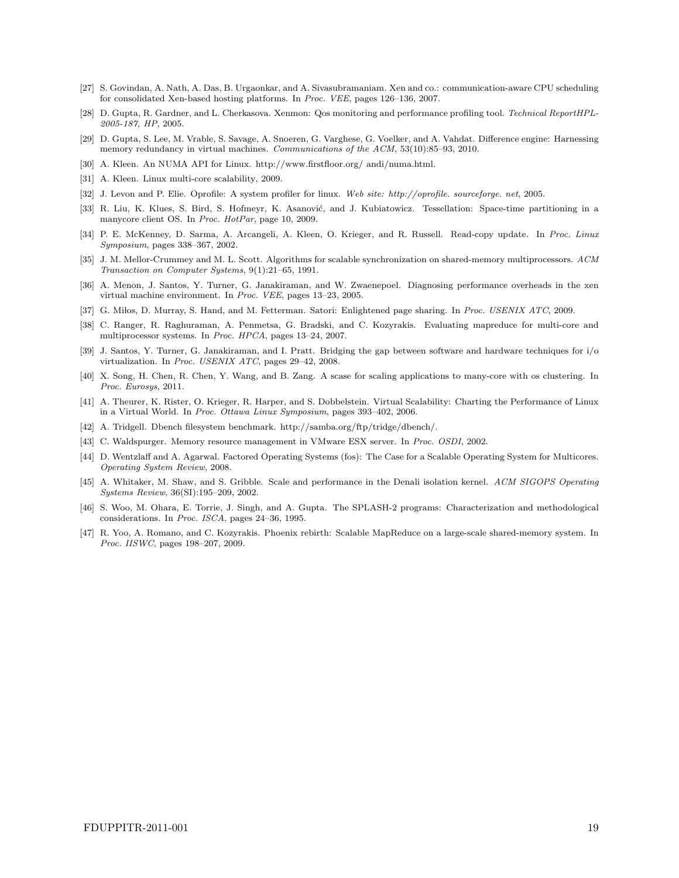[27] S. Govindan, A. Nath, A. Das, B. Urgaonkar, and A. Sivasubramaniam. Xen and co.: communication-aware CPU scheduling for consolidated Xen-based hosting platforms. In *Proc. VEE*, pages 126–136, 2007.

[28] D. Gupta, R. Gardner, and L. Cherkasova. Xenmon: Qos monitoring and performance profiling tool. *Technical ReportHPL-2005-187, HP*, 2005.

[29] D. Gupta, S. Lee, M. Vrable, S. Savage, A. Snoeren, G. Varghese, G. Voelker, and A. Vahdat. Difference engine: Harnessing memory redundancy in virtual machines. *Communications of the ACM*, 53(10):85–93, 2010.

[30] A. Kleen. An NUMA API for Linux. http://www.firstfloor.org/ andi/numa.html.

[31] A. Kleen. Linux multi-core scalability, 2009.

[32] J. Levon and P. Elie. Oprofile: A system profiler for linux. *Web site: http://oprofile. sourceforge. net*, 2005.

[33] R. Liu, K. Klues, S. Bird, S. Hofmeyr, K. Asanović, and J. Kubiatowicz. Tessellation: Space-time partitioning in a manycore client OS. In *Proc. HotPar*, page 10, 2009.

[34] P. E. McKenney, D. Sarma, A. Arcangeli, A. Kleen, O. Krieger, and R. Russell. Read-copy update. In *Proc. Linux Symposium*, pages 338–367, 2002.

[35] J. M. Mellor-Crummey and M. L. Scott. Algorithms for scalable synchronization on shared-memory multiprocessors. *ACM Transaction on Computer Systems*, 9(1):21–65, 1991.

[36] A. Menon, J. Santos, Y. Turner, G. Janakiraman, and W. Zwaenepoel. Diagnosing performance overheads in the xen virtual machine environment. In *Proc. VEE*, pages 13–23, 2005.

[37] G. Miłos, D. Murray, S. Hand, and M. Fetterman. Satori: Enlightened page sharing. In *Proc. USENIX ATC*, 2009.

[38] C. Ranger, R. Raghuraman, A. Penmetsa, G. Bradski, and C. Kozyrakis. Evaluating mapreduce for multi-core and multiprocessor systems. In *Proc. HPCA*, pages 13–24, 2007.

[39] J. Santos, Y. Turner, G. Janakiraman, and I. Pratt. Bridging the gap between software and hardware techniques for i/o virtualization. In *Proc. USENIX ATC*, pages 29–42, 2008.

[40] X. Song, H. Chen, R. Chen, Y. Wang, and B. Zang. A scase for scaling applications to many-core with os clustering. In *Proc. Eurosys*, 2011.

[41] A. Theurer, K. Rister, O. Krieger, R. Harper, and S. Dobbelstein. Virtual Scalability: Charting the Performance of Linux in a Virtual World. In *Proc. Ottawa Linux Symposium*, pages 393–402, 2006.

[42] A. Tridgell. Dbench filesystem benchmark. http://samba.org/ftp/tridge/dbench/.

[43] C. Waldspurger. Memory resource management in VMware ESX server. In *Proc. OSDI*, 2002.

[44] D. Wentzlaff and A. Agarwal. Factored Operating Systems (fos): The Case for a Scalable Operating System for Multicores. *Operating System Review*, 2008.

[45] A. Whitaker, M. Shaw, and S. Gribble. Scale and performance in the Denali isolation kernel. *ACM SIGOPS Operating Systems Review*, 36(SI):195–209, 2002.

[46] S. Woo, M. Ohara, E. Torrie, J. Singh, and A. Gupta. The SPLASH-2 programs: Characterization and methodological considerations. In *Proc. ISCA*, pages 24–36, 1995.

[47] R. Yoo, A. Romano, and C. Kozyrakis. Phoenix rebirth: Scalable MapReduce on a large-scale shared-memory system. In *Proc. IISWC*, pages 198–207, 2009.